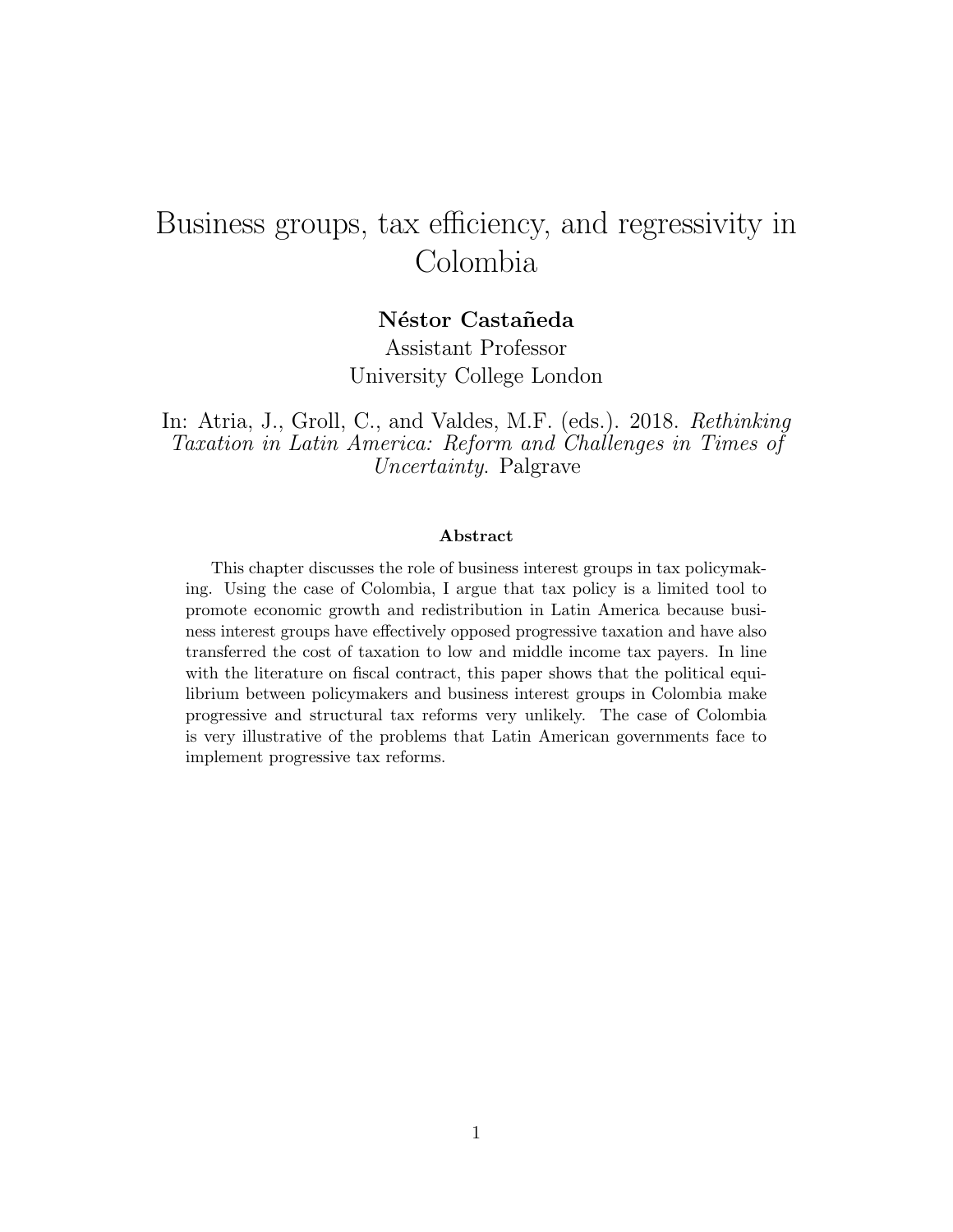# Business groups, tax efficiency, and regressivity in Colombia

**Néstor Castañeda**
Assistant Professor
University College London

In: Atria, J., Groll, C., and Valdes, M.F. (eds.). 2018. *Rethinking Taxation in Latin America: Reform and Challenges in Times of Uncertainty.* Palgrave

### Abstract

This chapter discusses the role of business interest groups in tax policymaking. Using the case of Colombia, I argue that tax policy is a limited tool to promote economic growth and redistribution in Latin America because business interest groups have effectively opposed progressive taxation and have also transferred the cost of taxation to low and middle income tax payers. In line with the literature on fiscal contract, this paper shows that the political equilibrium between policymakers and business interest groups in Colombia make progressive and structural tax reforms very unlikely. The case of Colombia is very illustrative of the problems that Latin American governments face to implement progressive tax reforms.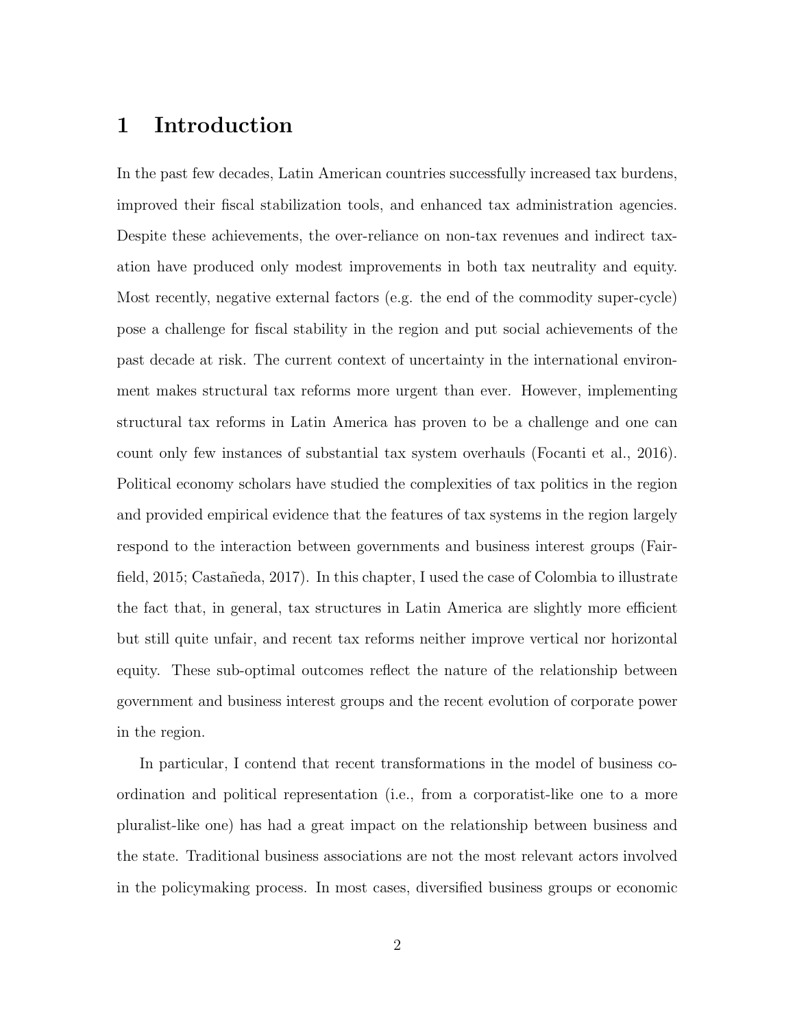# 1 Introduction

In the past few decades, Latin American countries successfully increased tax burdens, improved their fiscal stabilization tools, and enhanced tax administration agencies. Despite these achievements, the over-reliance on non-tax revenues and indirect taxation have produced only modest improvements in both tax neutrality and equity. Most recently, negative external factors (e.g. the end of the commodity super-cycle) pose a challenge for fiscal stability in the region and put social achievements of the past decade at risk. The current context of uncertainty in the international environment makes structural tax reforms more urgent than ever. However, implementing structural tax reforms in Latin America has proven to be a challenge and one can count only few instances of substantial tax system overhauls (Focanti et al., 2016). Political economy scholars have studied the complexities of tax politics in the region and provided empirical evidence that the features of tax systems in the region largely respond to the interaction between governments and business interest groups (Fairfield, 2015; Castañeda, 2017). In this chapter, I used the case of Colombia to illustrate the fact that, in general, tax structures in Latin America are slightly more efficient but still quite unfair, and recent tax reforms neither improve vertical nor horizontal equity. These sub-optimal outcomes reflect the nature of the relationship between government and business interest groups and the recent evolution of corporate power in the region.

In particular, I contend that recent transformations in the model of business coordination and political representation (i.e., from a corporatist-like one to a more pluralist-like one) has had a great impact on the relationship between business and the state. Traditional business associations are not the most relevant actors involved in the policymaking process. In most cases, diversified business groups or economic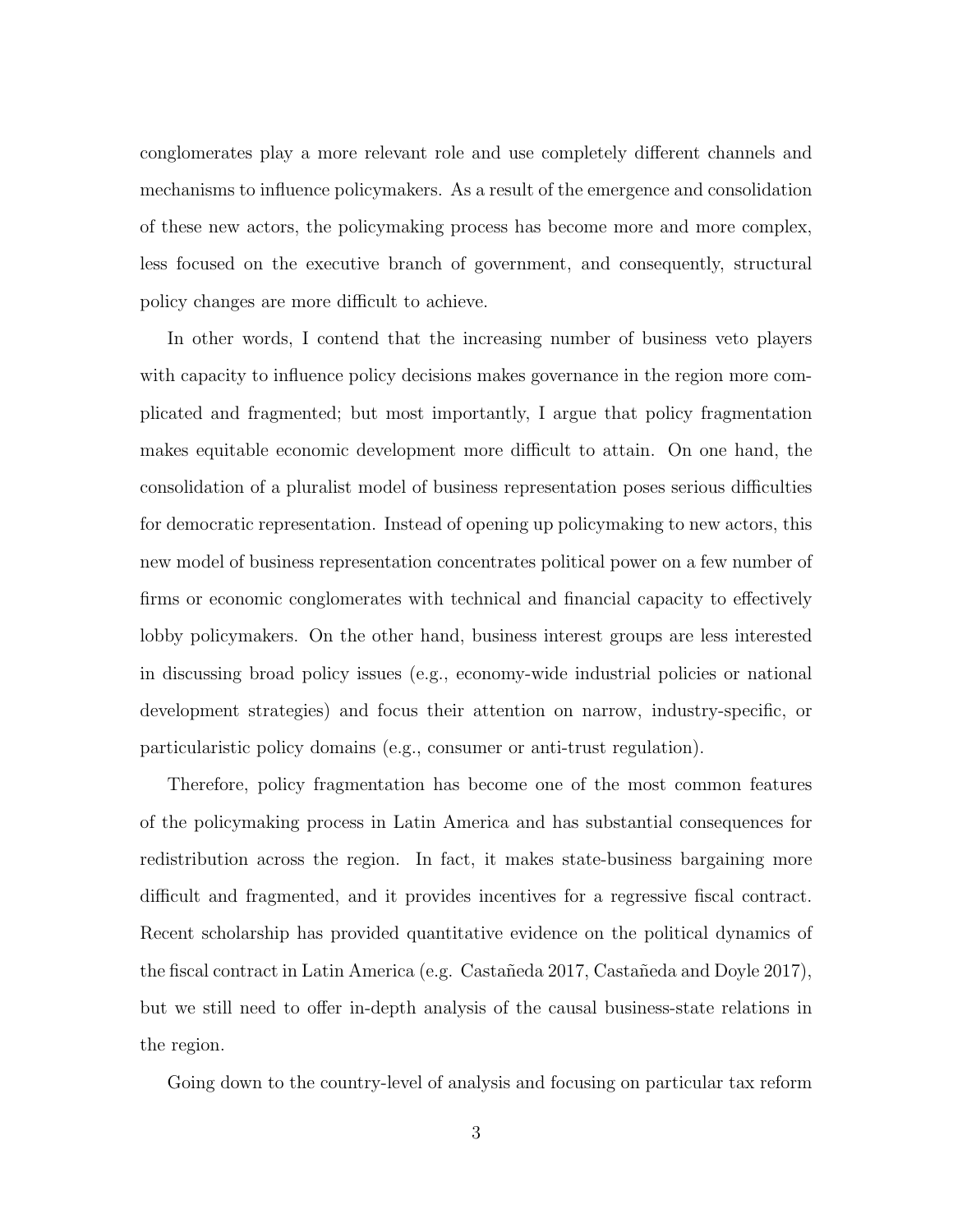conglomerates play a more relevant role and use completely different channels and mechanisms to influence policymakers. As a result of the emergence and consolidation of these new actors, the policymaking process has become more and more complex, less focused on the executive branch of government, and consequently, structural policy changes are more difficult to achieve.

In other words, I contend that the increasing number of business veto players with capacity to influence policy decisions makes governance in the region more complicated and fragmented; but most importantly, I argue that policy fragmentation makes equitable economic development more difficult to attain. On one hand, the consolidation of a pluralist model of business representation poses serious difficulties for democratic representation. Instead of opening up policymaking to new actors, this new model of business representation concentrates political power on a few number of firms or economic conglomerates with technical and financial capacity to effectively lobby policymakers. On the other hand, business interest groups are less interested in discussing broad policy issues (e.g., economy-wide industrial policies or national development strategies) and focus their attention on narrow, industry-specific, or particularistic policy domains (e.g., consumer or anti-trust regulation).

Therefore, policy fragmentation has become one of the most common features of the policymaking process in Latin America and has substantial consequences for redistribution across the region. In fact, it makes state-business bargaining more difficult and fragmented, and it provides incentives for a regressive fiscal contract. Recent scholarship has provided quantitative evidence on the political dynamics of the fiscal contract in Latin America (e.g. Castañeda 2017, Castañeda and Doyle 2017), but we still need to offer in-depth analysis of the causal business-state relations in the region.

Going down to the country-level of analysis and focusing on particular tax reform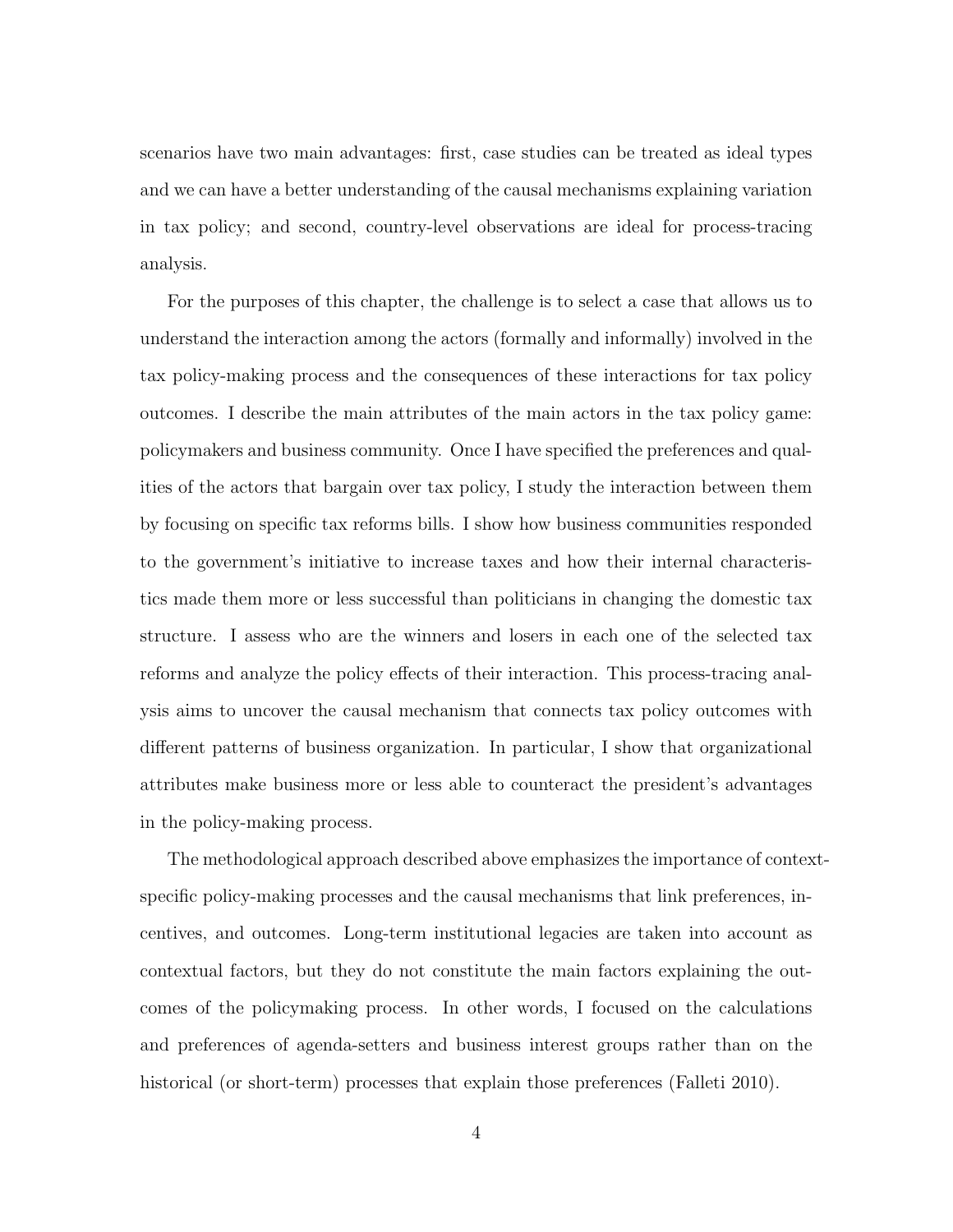scenarios have two main advantages: first, case studies can be treated as ideal types and we can have a better understanding of the causal mechanisms explaining variation in tax policy; and second, country-level observations are ideal for process-tracing analysis.

For the purposes of this chapter, the challenge is to select a case that allows us to understand the interaction among the actors (formally and informally) involved in the tax policy-making process and the consequences of these interactions for tax policy outcomes. I describe the main attributes of the main actors in the tax policy game: policymakers and business community. Once I have specified the preferences and qualities of the actors that bargain over tax policy, I study the interaction between them by focusing on specific tax reforms bills. I show how business communities responded to the government's initiative to increase taxes and how their internal characteristics made them more or less successful than politicians in changing the domestic tax structure. I assess who are the winners and losers in each one of the selected tax reforms and analyze the policy effects of their interaction. This process-tracing analysis aims to uncover the causal mechanism that connects tax policy outcomes with different patterns of business organization. In particular, I show that organizational attributes make business more or less able to counteract the president's advantages in the policy-making process.

The methodological approach described above emphasizes the importance of context-specific policy-making processes and the causal mechanisms that link preferences, incentives, and outcomes. Long-term institutional legacies are taken into account as contextual factors, but they do not constitute the main factors explaining the outcomes of the policymaking process. In other words, I focused on the calculations and preferences of agenda-setters and business interest groups rather than on the historical (or short-term) processes that explain those preferences (Falleti 2010).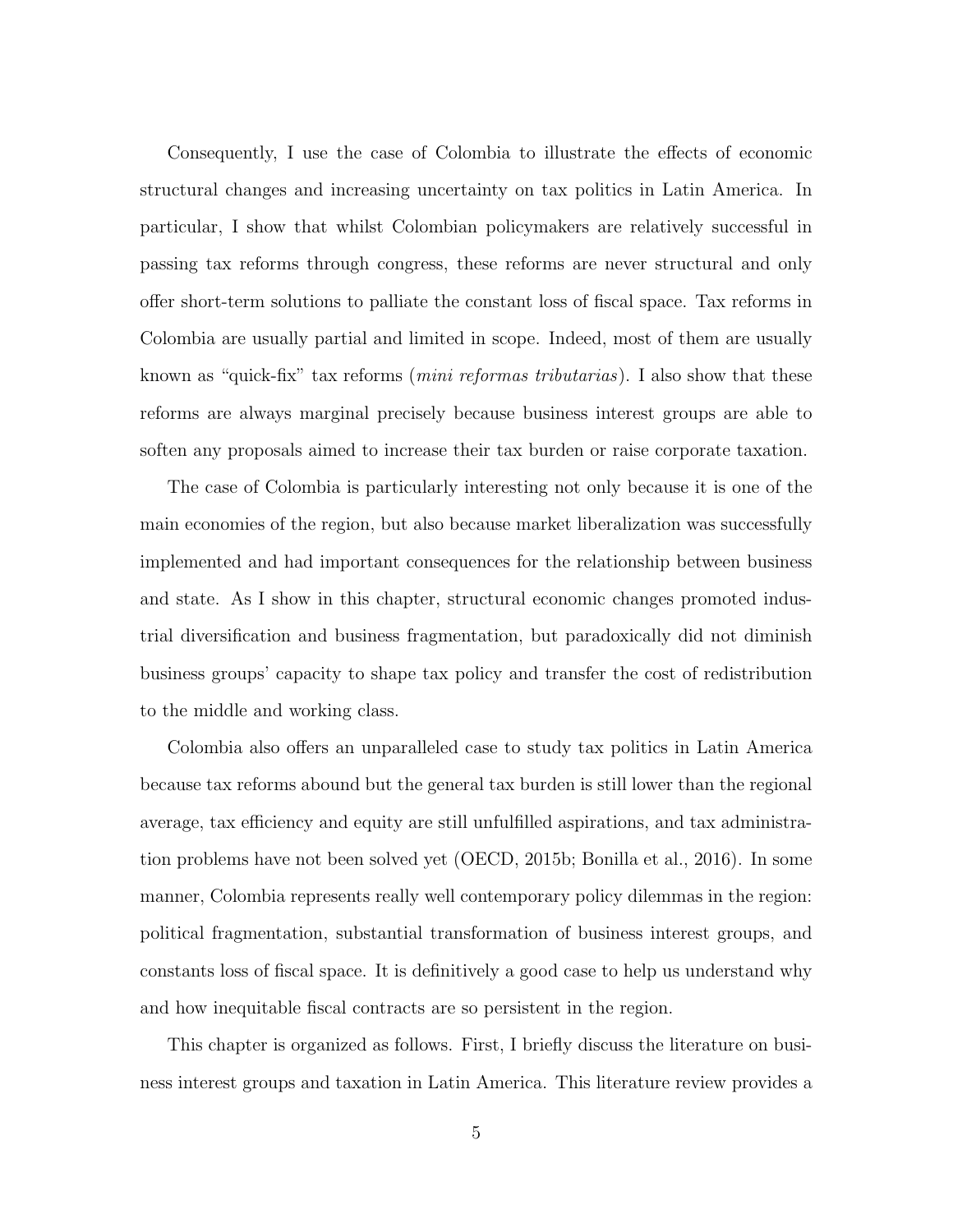Consequently, I use the case of Colombia to illustrate the effects of economic structural changes and increasing uncertainty on tax politics in Latin America. In particular, I show that whilst Colombian policymakers are relatively successful in passing tax reforms through congress, these reforms are never structural and only offer short-term solutions to palliate the constant loss of fiscal space. Tax reforms in Colombia are usually partial and limited in scope. Indeed, most of them are usually known as "quick-fix" tax reforms (*mini reformas tributarias*). I also show that these reforms are always marginal precisely because business interest groups are able to soften any proposals aimed to increase their tax burden or raise corporate taxation.

The case of Colombia is particularly interesting not only because it is one of the main economies of the region, but also because market liberalization was successfully implemented and had important consequences for the relationship between business and state. As I show in this chapter, structural economic changes promoted industrial diversification and business fragmentation, but paradoxically did not diminish business groups' capacity to shape tax policy and transfer the cost of redistribution to the middle and working class.

Colombia also offers an unparalleled case to study tax politics in Latin America because tax reforms abound but the general tax burden is still lower than the regional average, tax efficiency and equity are still unfulfilled aspirations, and tax administration problems have not been solved yet (OECD, 2015b; Bonilla et al., 2016). In some manner, Colombia represents really well contemporary policy dilemmas in the region: political fragmentation, substantial transformation of business interest groups, and constants loss of fiscal space. It is definitively a good case to help us understand why and how inequitable fiscal contracts are so persistent in the region.

This chapter is organized as follows. First, I briefly discuss the literature on business interest groups and taxation in Latin America. This literature review provides a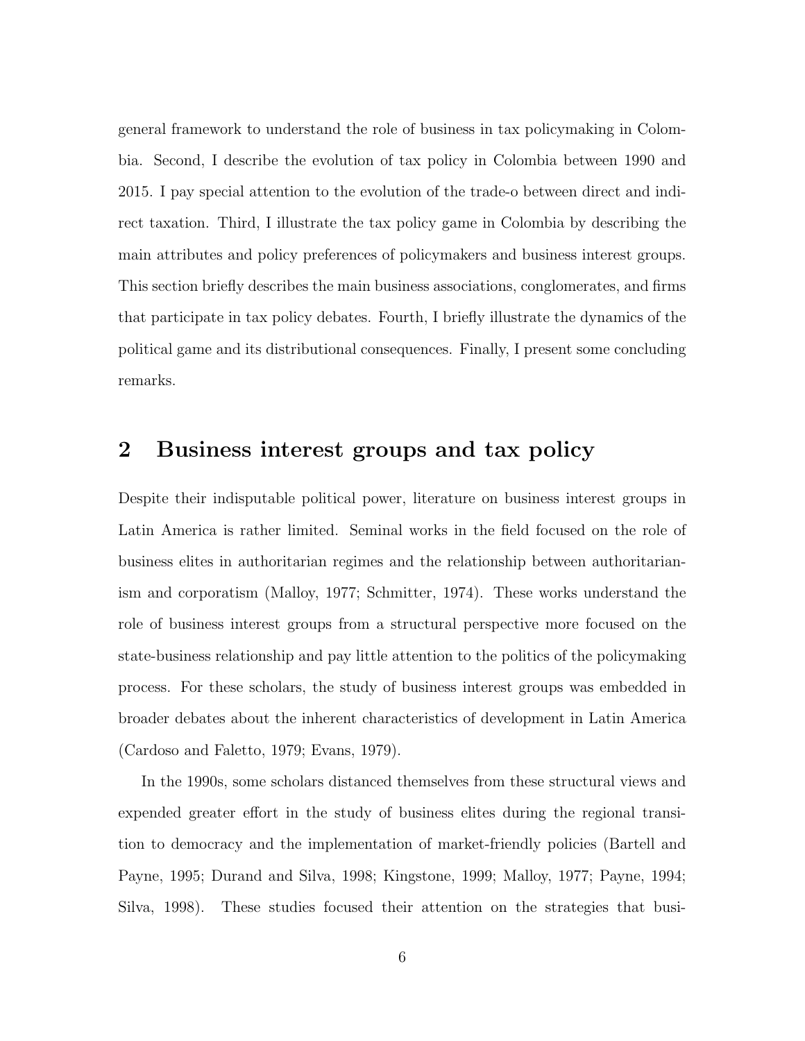general framework to understand the role of business in tax policymaking in Colombia. Second, I describe the evolution of tax policy in Colombia between 1990 and 2015. I pay special attention to the evolution of the trade-o between direct and indirect taxation. Third, I illustrate the tax policy game in Colombia by describing the main attributes and policy preferences of policymakers and business interest groups. This section briefly describes the main business associations, conglomerates, and firms that participate in tax policy debates. Fourth, I briefly illustrate the dynamics of the political game and its distributional consequences. Finally, I present some concluding remarks.

## 2 Business interest groups and tax policy

Despite their indisputable political power, literature on business interest groups in Latin America is rather limited. Seminal works in the field focused on the role of business elites in authoritarian regimes and the relationship between authoritarianism and corporatism (Malloy, 1977; Schmitter, 1974). These works understand the role of business interest groups from a structural perspective more focused on the state-business relationship and pay little attention to the politics of the policymaking process. For these scholars, the study of business interest groups was embedded in broader debates about the inherent characteristics of development in Latin America (Cardoso and Faletto, 1979; Evans, 1979).

In the 1990s, some scholars distanced themselves from these structural views and expended greater effort in the study of business elites during the regional transition to democracy and the implementation of market-friendly policies (Bartell and Payne, 1995; Durand and Silva, 1998; Kingstone, 1999; Malloy, 1977; Payne, 1994; Silva, 1998). These studies focused their attention on the strategies that busi-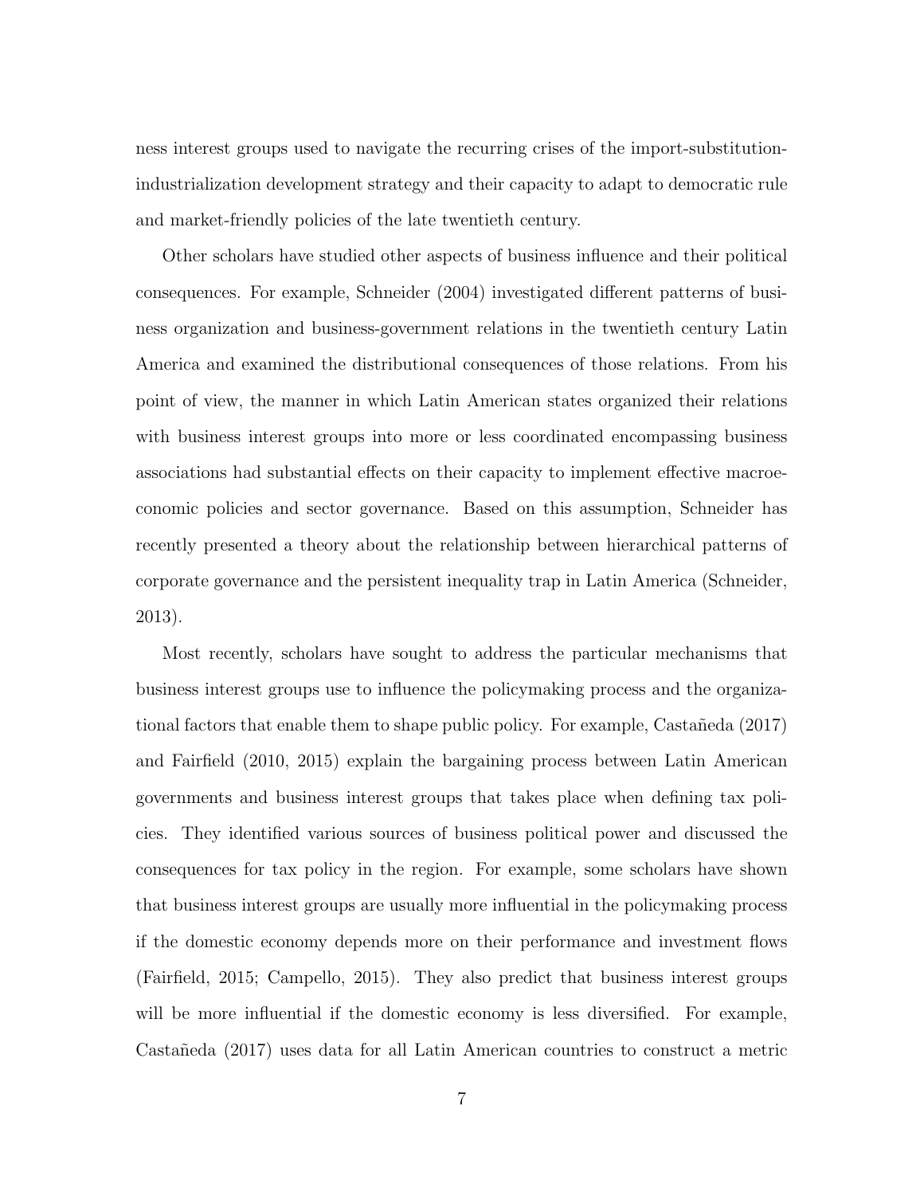ness interest groups used to navigate the recurring crises of the import-substitution-industrialization development strategy and their capacity to adapt to democratic rule and market-friendly policies of the late twentieth century.

Other scholars have studied other aspects of business influence and their political consequences. For example, Schneider (2004) investigated different patterns of business organization and business-government relations in the twentieth century Latin America and examined the distributional consequences of those relations. From his point of view, the manner in which Latin American states organized their relations with business interest groups into more or less coordinated encompassing business associations had substantial effects on their capacity to implement effective macroeconomic policies and sector governance. Based on this assumption, Schneider has recently presented a theory about the relationship between hierarchical patterns of corporate governance and the persistent inequality trap in Latin America (Schneider, 2013).

Most recently, scholars have sought to address the particular mechanisms that business interest groups use to influence the policymaking process and the organizational factors that enable them to shape public policy. For example, Castañeda (2017) and Fairfield (2010, 2015) explain the bargaining process between Latin American governments and business interest groups that takes place when defining tax policies. They identified various sources of business political power and discussed the consequences for tax policy in the region. For example, some scholars have shown that business interest groups are usually more influential in the policymaking process if the domestic economy depends more on their performance and investment flows (Fairfield, 2015; Campello, 2015). They also predict that business interest groups will be more influential if the domestic economy is less diversified. For example, Castañeda (2017) uses data for all Latin American countries to construct a metric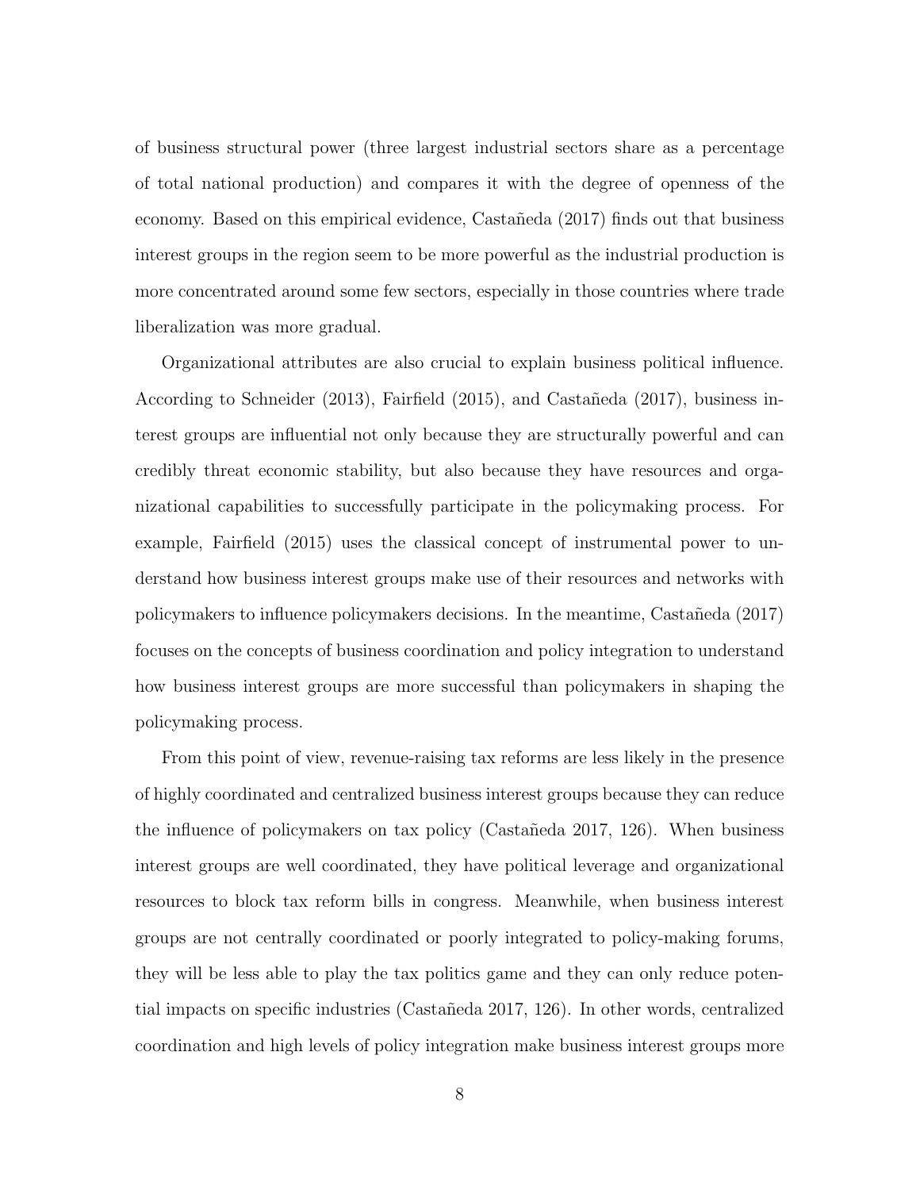of business structural power (three largest industrial sectors share as a percentage of total national production) and compares it with the degree of openness of the economy. Based on this empirical evidence, Castañeda (2017) finds out that business interest groups in the region seem to be more powerful as the industrial production is more concentrated around some few sectors, especially in those countries where trade liberalization was more gradual.

Organizational attributes are also crucial to explain business political influence. According to Schneider (2013), Fairfield (2015), and Castañeda (2017), business interest groups are influential not only because they are structurally powerful and can credibly threat economic stability, but also because they have resources and organizational capabilities to successfully participate in the policymaking process. For example, Fairfield (2015) uses the classical concept of instrumental power to understand how business interest groups make use of their resources and networks with policymakers to influence policymakers decisions. In the meantime, Castañeda (2017) focuses on the concepts of business coordination and policy integration to understand how business interest groups are more successful than policymakers in shaping the policymaking process.

From this point of view, revenue-raising tax reforms are less likely in the presence of highly coordinated and centralized business interest groups because they can reduce the influence of policymakers on tax policy (Castañeda 2017, 126). When business interest groups are well coordinated, they have political leverage and organizational resources to block tax reform bills in congress. Meanwhile, when business interest groups are not centrally coordinated or poorly integrated to policy-making forums, they will be less able to play the tax politics game and they can only reduce potential impacts on specific industries (Castañeda 2017, 126). In other words, centralized coordination and high levels of policy integration make business interest groups more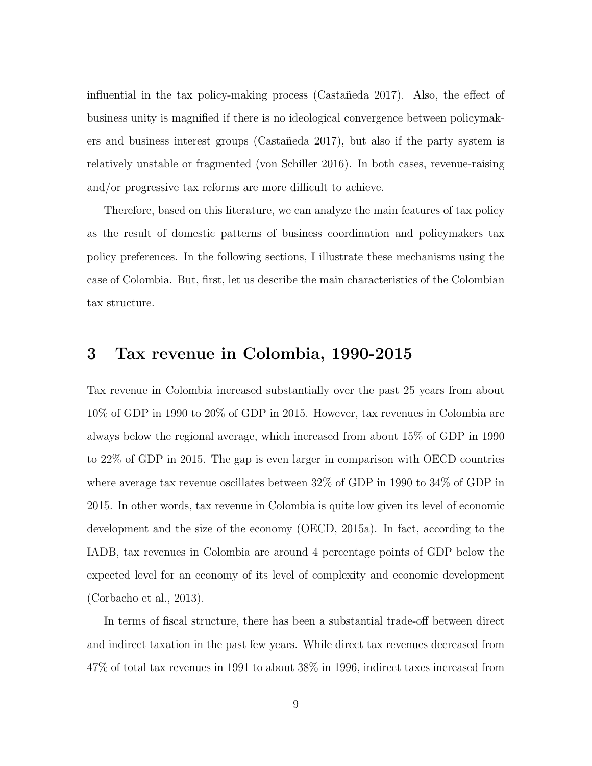influential in the tax policy-making process (Castañeda 2017). Also, the effect of business unity is magnified if there is no ideological convergence between policymakers and business interest groups (Castañeda 2017), but also if the party system is relatively unstable or fragmented (von Schiller 2016). In both cases, revenue-raising and/or progressive tax reforms are more difficult to achieve.

Therefore, based on this literature, we can analyze the main features of tax policy as the result of domestic patterns of business coordination and policymakers tax policy preferences. In the following sections, I illustrate these mechanisms using the case of Colombia. But, first, let us describe the main characteristics of the Colombian tax structure.

## 3 Tax revenue in Colombia, 1990-2015

Tax revenue in Colombia increased substantially over the past 25 years from about 10% of GDP in 1990 to 20% of GDP in 2015. However, tax revenues in Colombia are always below the regional average, which increased from about 15% of GDP in 1990 to 22% of GDP in 2015. The gap is even larger in comparison with OECD countries where average tax revenue oscillates between 32% of GDP in 1990 to 34% of GDP in 2015. In other words, tax revenue in Colombia is quite low given its level of economic development and the size of the economy (OECD, 2015a). In fact, according to the IADB, tax revenues in Colombia are around 4 percentage points of GDP below the expected level for an economy of its level of complexity and economic development (Corbacho et al., 2013).

In terms of fiscal structure, there has been a substantial trade-off between direct and indirect taxation in the past few years. While direct tax revenues decreased from 47% of total tax revenues in 1991 to about 38% in 1996, indirect taxes increased from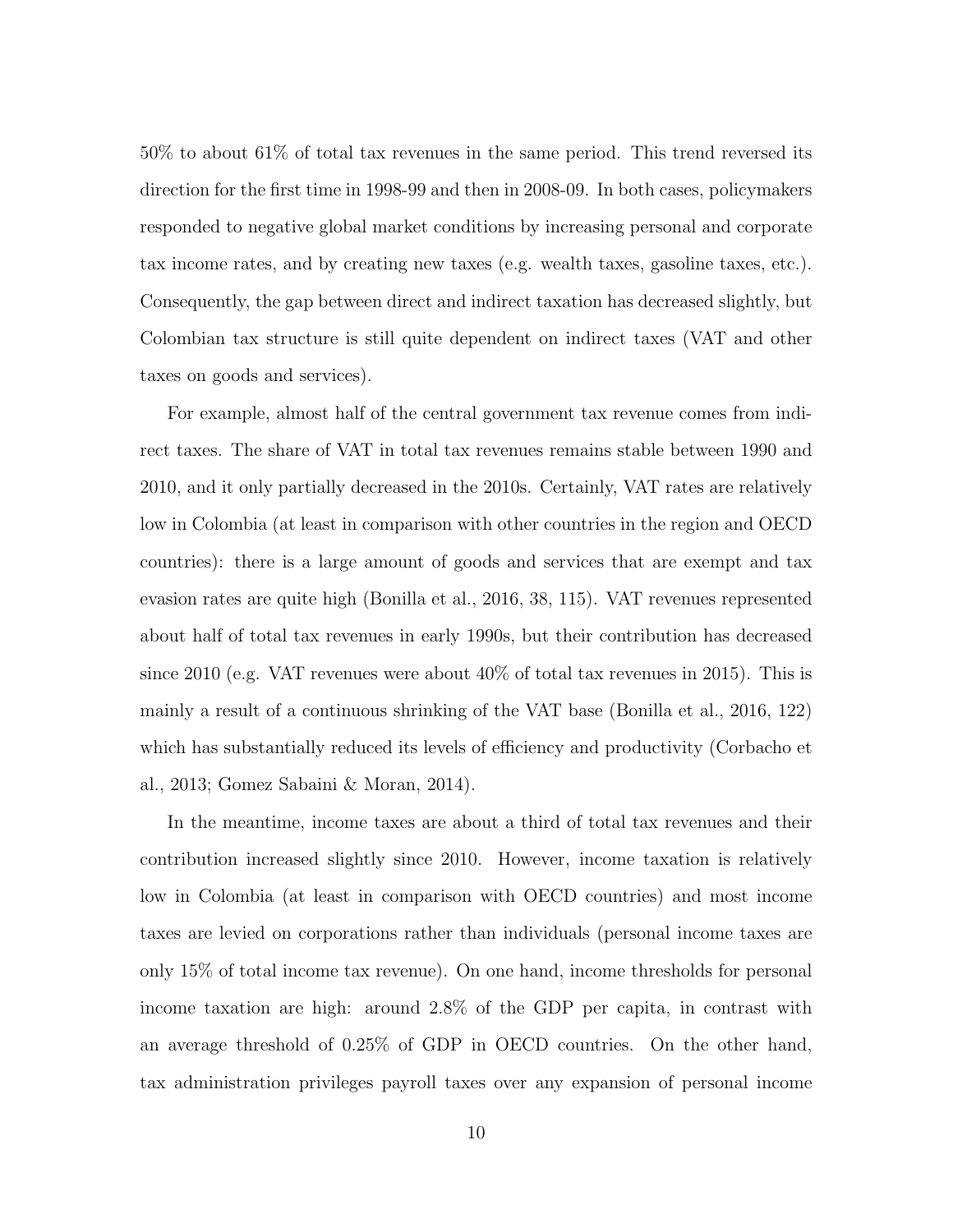50% to about 61% of total tax revenues in the same period. This trend reversed its direction for the first time in 1998-99 and then in 2008-09. In both cases, policymakers responded to negative global market conditions by increasing personal and corporate tax income rates, and by creating new taxes (e.g. wealth taxes, gasoline taxes, etc.). Consequently, the gap between direct and indirect taxation has decreased slightly, but Colombian tax structure is still quite dependent on indirect taxes (VAT and other taxes on goods and services).

For example, almost half of the central government tax revenue comes from indirect taxes. The share of VAT in total tax revenues remains stable between 1990 and 2010, and it only partially decreased in the 2010s. Certainly, VAT rates are relatively low in Colombia (at least in comparison with other countries in the region and OECD countries): there is a large amount of goods and services that are exempt and tax evasion rates are quite high (Bonilla et al., 2016, 38, 115). VAT revenues represented about half of total tax revenues in early 1990s, but their contribution has decreased since 2010 (e.g. VAT revenues were about 40% of total tax revenues in 2015). This is mainly a result of a continuous shrinking of the VAT base (Bonilla et al., 2016, 122) which has substantially reduced its levels of efficiency and productivity (Corbacho et al., 2013; Gomez Sabaini & Moran, 2014).

In the meantime, income taxes are about a third of total tax revenues and their contribution increased slightly since 2010. However, income taxation is relatively low in Colombia (at least in comparison with OECD countries) and most income taxes are levied on corporations rather than individuals (personal income taxes are only 15% of total income tax revenue). On one hand, income thresholds for personal income taxation are high: around 2.8% of the GDP per capita, in contrast with an average threshold of 0.25% of GDP in OECD countries. On the other hand, tax administration privileges payroll taxes over any expansion of personal income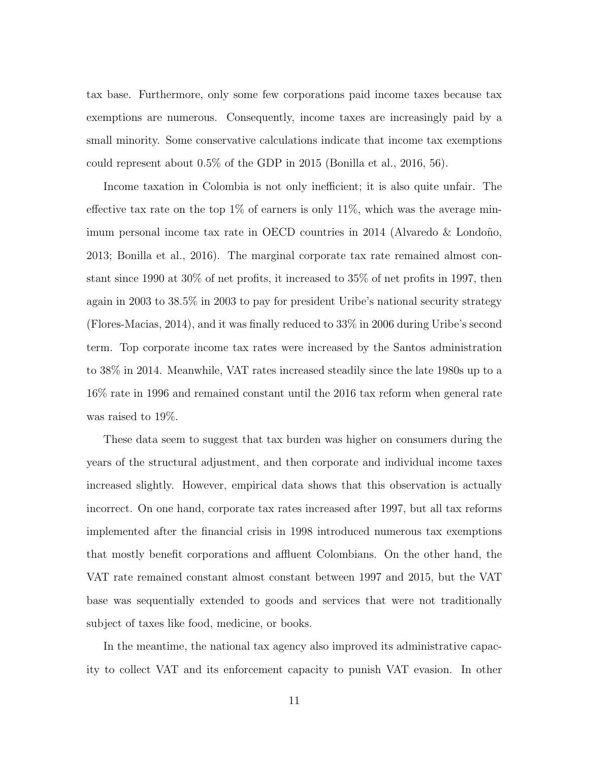tax base. Furthermore, only some few corporations paid income taxes because tax exemptions are numerous. Consequently, income taxes are increasingly paid by a small minority. Some conservative calculations indicate that income tax exemptions could represent about 0.5% of the GDP in 2015 (Bonilla et al., 2016, 56).

Income taxation in Colombia is not only inefficient; it is also quite unfair. The effective tax rate on the top 1% of earners is only 11%, which was the average minimum personal income tax rate in OECD countries in 2014 (Alvaredo & Londoño, 2013; Bonilla et al., 2016). The marginal corporate tax rate remained almost constant since 1990 at 30% of net profits, it increased to 35% of net profits in 1997, then again in 2003 to 38.5% in 2003 to pay for president Uribe's national security strategy (Flores-Macias, 2014), and it was finally reduced to 33% in 2006 during Uribe's second term. Top corporate income tax rates were increased by the Santos administration to 38% in 2014. Meanwhile, VAT rates increased steadily since the late 1980s up to a 16% rate in 1996 and remained constant until the 2016 tax reform when general rate was raised to 19%.

These data seem to suggest that tax burden was higher on consumers during the years of the structural adjustment, and then corporate and individual income taxes increased slightly. However, empirical data shows that this observation is actually incorrect. On one hand, corporate tax rates increased after 1997, but all tax reforms implemented after the financial crisis in 1998 introduced numerous tax exemptions that mostly benefit corporations and affluent Colombians. On the other hand, the VAT rate remained constant almost constant between 1997 and 2015, but the VAT base was sequentially extended to goods and services that were not traditionally subject of taxes like food, medicine, or books.

In the meantime, the national tax agency also improved its administrative capacity to collect VAT and its enforcement capacity to punish VAT evasion. In other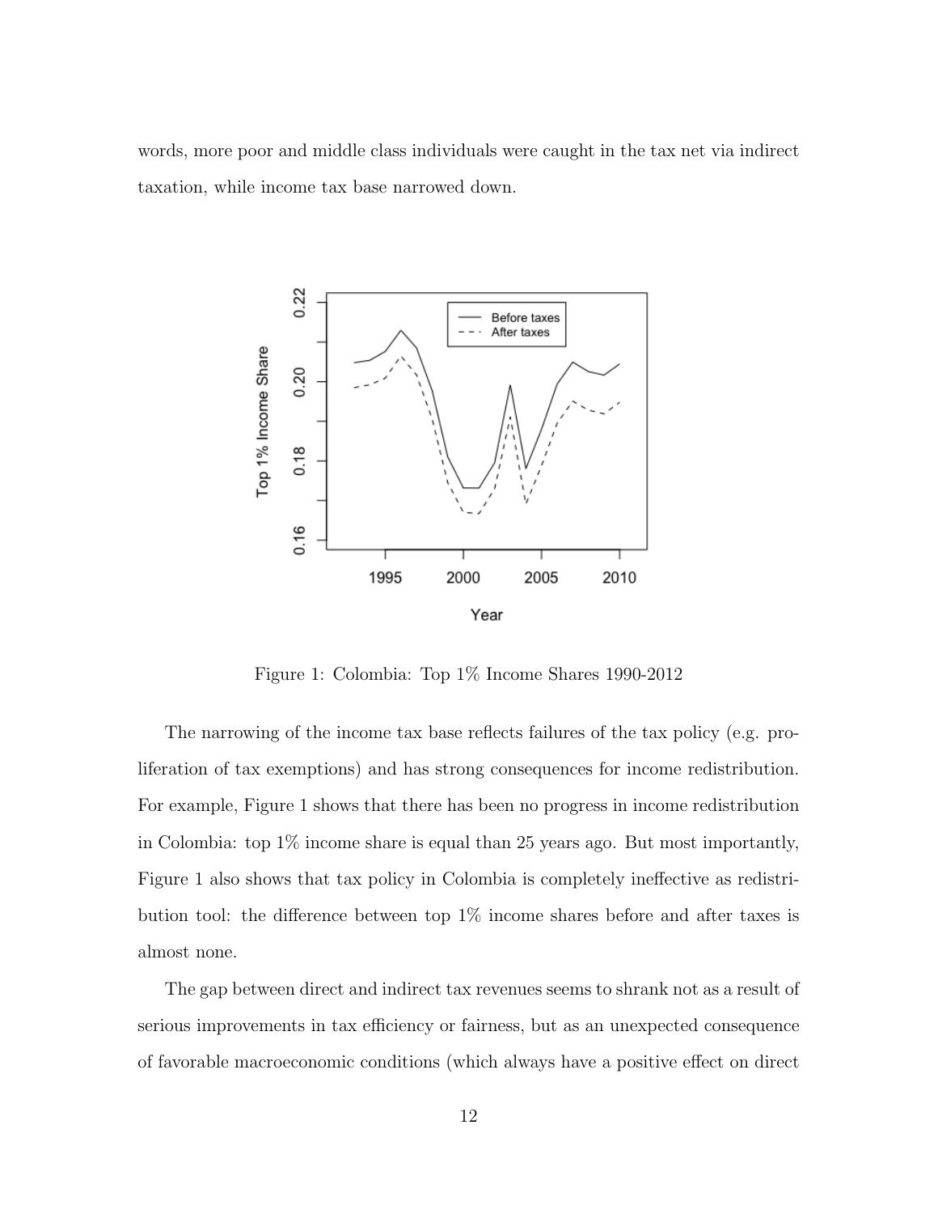words, more poor and middle class individuals were caught in the tax net via indirect taxation, while income tax base narrowed down.

Figure 1: Colombia: Top 1% Income Shares 1990-2012

The narrowing of the income tax base reflects failures of the tax policy (e.g. proliferation of tax exemptions) and has strong consequences for income redistribution. For example, Figure 1 shows that there has been no progress in income redistribution in Colombia: top 1% income share is equal than 25 years ago. But most importantly, Figure 1 also shows that tax policy in Colombia is completely ineffective as redistribution tool: the difference between top 1% income shares before and after taxes is almost none.

The gap between direct and indirect tax revenues seems to shrank not as a result of serious improvements in tax efficiency or fairness, but as an unexpected consequence of favorable macroeconomic conditions (which always have a positive effect on direct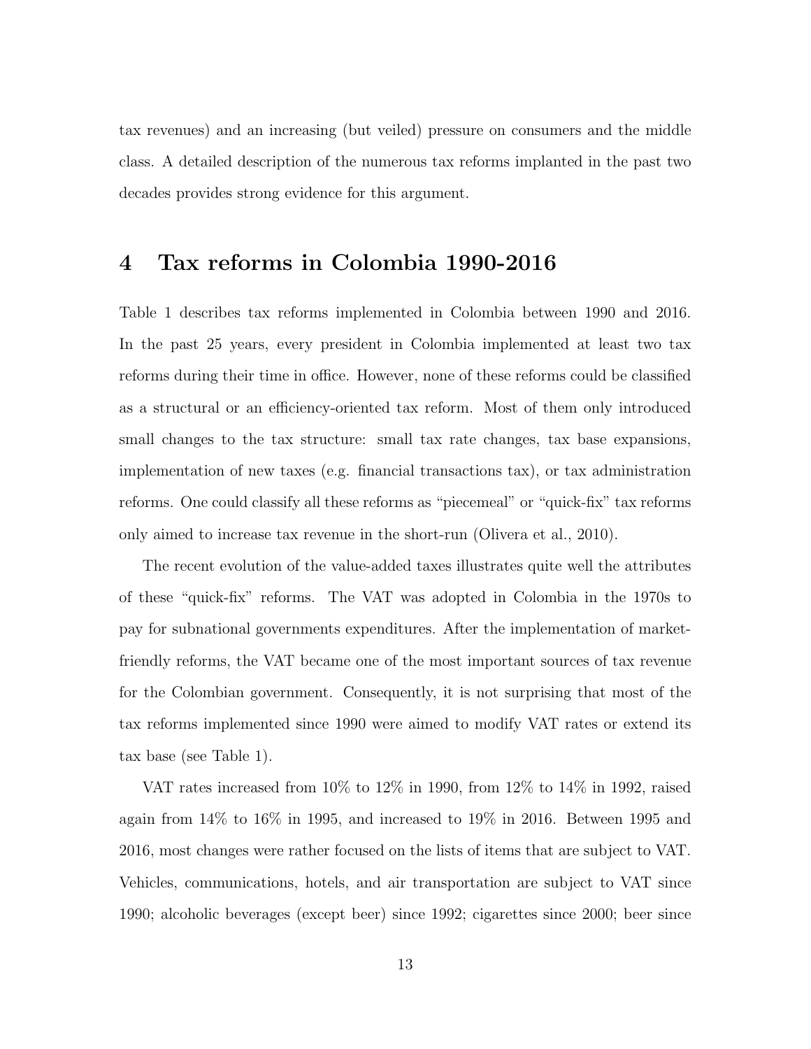tax revenues) and an increasing (but veiled) pressure on consumers and the middle class. A detailed description of the numerous tax reforms implanted in the past two decades provides strong evidence for this argument.

# 4 Tax reforms in Colombia 1990-2016

Table 1 describes tax reforms implemented in Colombia between 1990 and 2016. In the past 25 years, every president in Colombia implemented at least two tax reforms during their time in office. However, none of these reforms could be classified as a structural or an efficiency-oriented tax reform. Most of them only introduced small changes to the tax structure: small tax rate changes, tax base expansions, implementation of new taxes (e.g. financial transactions tax), or tax administration reforms. One could classify all these reforms as "piecemeal" or "quick-fix" tax reforms only aimed to increase tax revenue in the short-run (Olivera et al., 2010).

The recent evolution of the value-added taxes illustrates quite well the attributes of these "quick-fix" reforms. The VAT was adopted in Colombia in the 1970s to pay for subnational governments expenditures. After the implementation of market-friendly reforms, the VAT became one of the most important sources of tax revenue for the Colombian government. Consequently, it is not surprising that most of the tax reforms implemented since 1990 were aimed to modify VAT rates or extend its tax base (see Table 1).

VAT rates increased from 10% to 12% in 1990, from 12% to 14% in 1992, raised again from 14% to 16% in 1995, and increased to 19% in 2016. Between 1995 and 2016, most changes were rather focused on the lists of items that are subject to VAT. Vehicles, communications, hotels, and air transportation are subject to VAT since 1990; alcoholic beverages (except beer) since 1992; cigarettes since 2000; beer since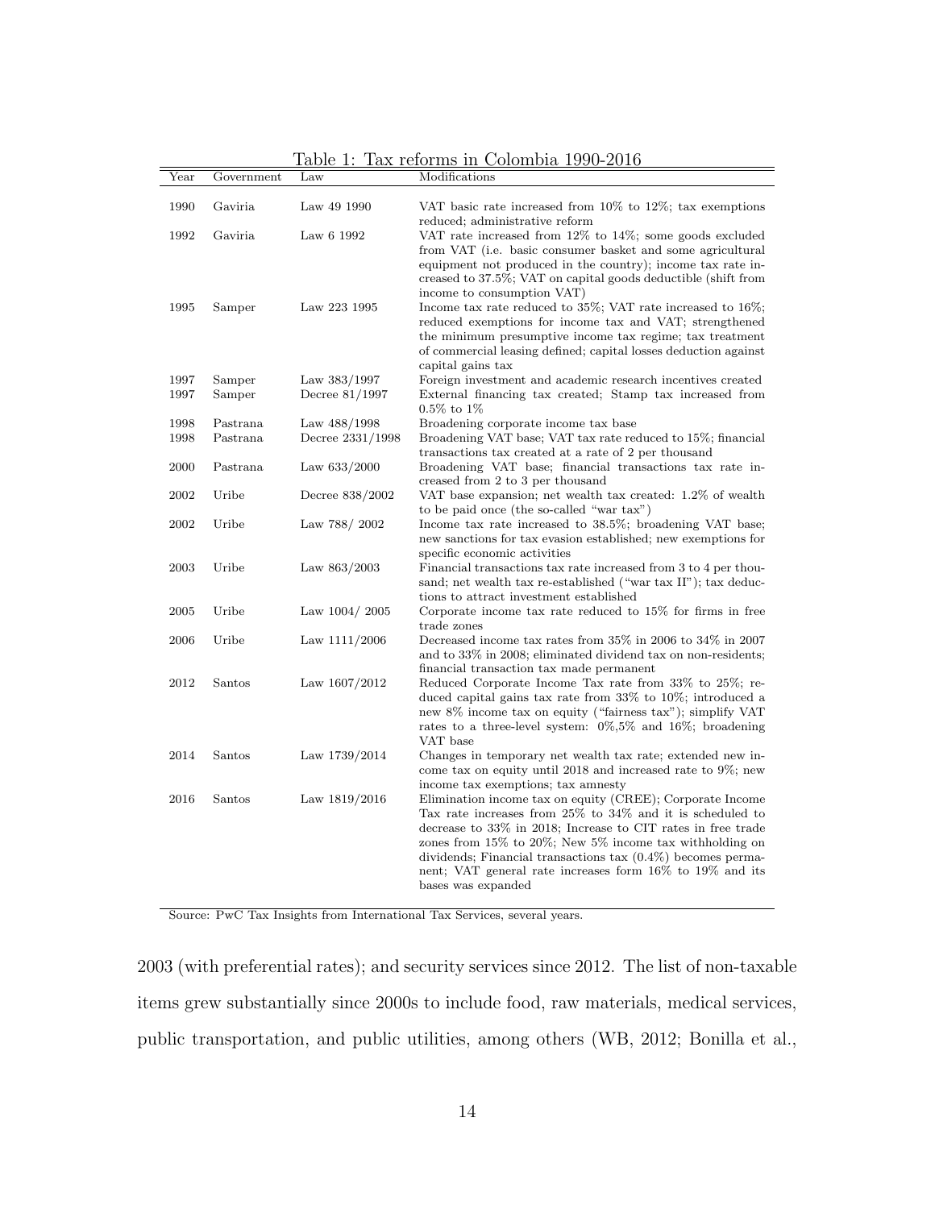Table 1: Tax reforms in Colombia 1990-2016

| Year | Government | Law | Modifications |
|---|---|---|---|
| 1990 | Gaviria | Law 49 1990 | VAT basic rate increased from 10% to 12%; tax exemptions reduced; administrative reform |
| 1992 | Gaviria | Law 6 1992 | VAT rate increased from 12% to 14%; some goods excluded from VAT (i.e. basic consumer basket and some agricultural equipment not produced in the country); income tax rate increased to 37.5%; VAT on capital goods deductible (shift from income to consumption VAT) |
| 1995 | Samper | Law 223 1995 | Income tax rate reduced to 35%; VAT rate increased to 16%; reduced exemptions for income tax and VAT; strengthened the minimum presumptive income tax regime; tax treatment of commercial leasing defined; capital losses deduction against capital gains tax |
| 1997 | Samper | Law 383/1997 | Foreign investment and academic research incentives created |
| 1997 | Samper | Decree 81/1997 | External financing tax created; Stamp tax increased from 0.5% to 1% |
| 1998 | Pastrana | Law 488/1998 | Broadening corporate income tax base |
| 1998 | Pastrana | Decree 2331/1998 | Broadening VAT base; VAT tax rate reduced to 15%; financial transactions tax created at a rate of 2 per thousand |
| 2000 | Pastrana | Law 633/2000 | Broadening VAT base; financial transactions tax rate increased from 2 to 3 per thousand |
| 2002 | Uribe | Decree 838/2002 | VAT base expansion; net wealth tax created: 1.2% of wealth to be paid once (the so-called "war tax") |
| 2002 | Uribe | Law 788/ 2002 | Income tax rate increased to 38.5%; broadening VAT base; new sanctions for tax evasion established; new exemptions for specific economic activities |
| 2003 | Uribe | Law 863/2003 | Financial transactions tax rate increased from 3 to 4 per thousand; net wealth tax re-established ("war tax II"); tax deductions to attract investment established |
| 2005 | Uribe | Law 1004/ 2005 | Corporate income tax rate reduced to 15% for firms in free trade zones |
| 2006 | Uribe | Law 1111/2006 | Decreased income tax rates from 35% in 2006 to 34% in 2007 and to 33% in 2008; eliminated dividend tax on non-residents; financial transaction tax made permanent |
| 2012 | Santos | Law 1607/2012 | Reduced Corporate Income Tax rate from 33% to 25%; reduced capital gains tax rate from 33% to 10%; introduced a new 8% income tax on equity ("fairness tax"); simplify VAT rates to a three-level system: 0%,5% and 16%; broadening VAT base |
| 2014 | Santos | Law 1739/2014 | Changes in temporary net wealth tax rate; extended new income tax on equity until 2018 and increased rate to 9%; new income tax exemptions; tax amnesty |
| 2016 | Santos | Law 1819/2016 | Elimination income tax on equity (CREE); Corporate Income Tax rate increases from 25% to 34% and it is scheduled to decrease to 33% in 2018; Increase to CIT rates in free trade zones from 15% to 20%; New 5% income tax withholding on dividends; Financial transactions tax (0.4%) becomes permanent; VAT general rate increases form 16% to 19% and its bases was expanded |

Source: PwC Tax Insights from International Tax Services, several years.

2003 (with preferential rates); and security services since 2012. The list of non-taxable items grew substantially since 2000s to include food, raw materials, medical services, public transportation, and public utilities, among others (WB, 2012; Bonilla et al.,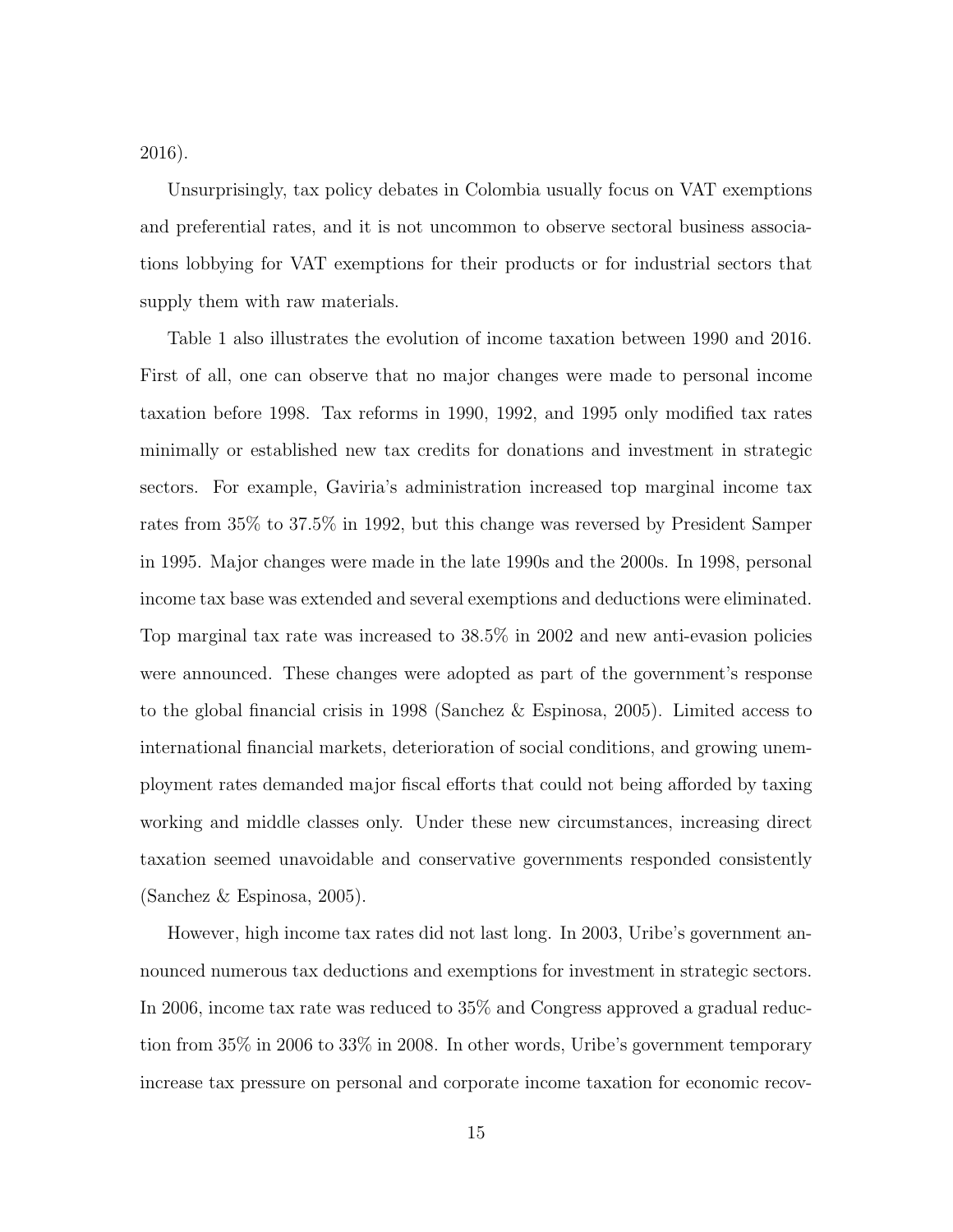2016).

Unsurprisingly, tax policy debates in Colombia usually focus on VAT exemptions and preferential rates, and it is not uncommon to observe sectoral business associations lobbying for VAT exemptions for their products or for industrial sectors that supply them with raw materials.

Table 1 also illustrates the evolution of income taxation between 1990 and 2016. First of all, one can observe that no major changes were made to personal income taxation before 1998. Tax reforms in 1990, 1992, and 1995 only modified tax rates minimally or established new tax credits for donations and investment in strategic sectors. For example, Gaviria's administration increased top marginal income tax rates from 35% to 37.5% in 1992, but this change was reversed by President Samper in 1995. Major changes were made in the late 1990s and the 2000s. In 1998, personal income tax base was extended and several exemptions and deductions were eliminated. Top marginal tax rate was increased to 38.5% in 2002 and new anti-evasion policies were announced. These changes were adopted as part of the government's response to the global financial crisis in 1998 (Sanchez & Espinosa, 2005). Limited access to international financial markets, deterioration of social conditions, and growing unemployment rates demanded major fiscal efforts that could not being afforded by taxing working and middle classes only. Under these new circumstances, increasing direct taxation seemed unavoidable and conservative governments responded consistently (Sanchez & Espinosa, 2005).

However, high income tax rates did not last long. In 2003, Uribe's government announced numerous tax deductions and exemptions for investment in strategic sectors. In 2006, income tax rate was reduced to 35% and Congress approved a gradual reduction from 35% in 2006 to 33% in 2008. In other words, Uribe's government temporary increase tax pressure on personal and corporate income taxation for economic recov-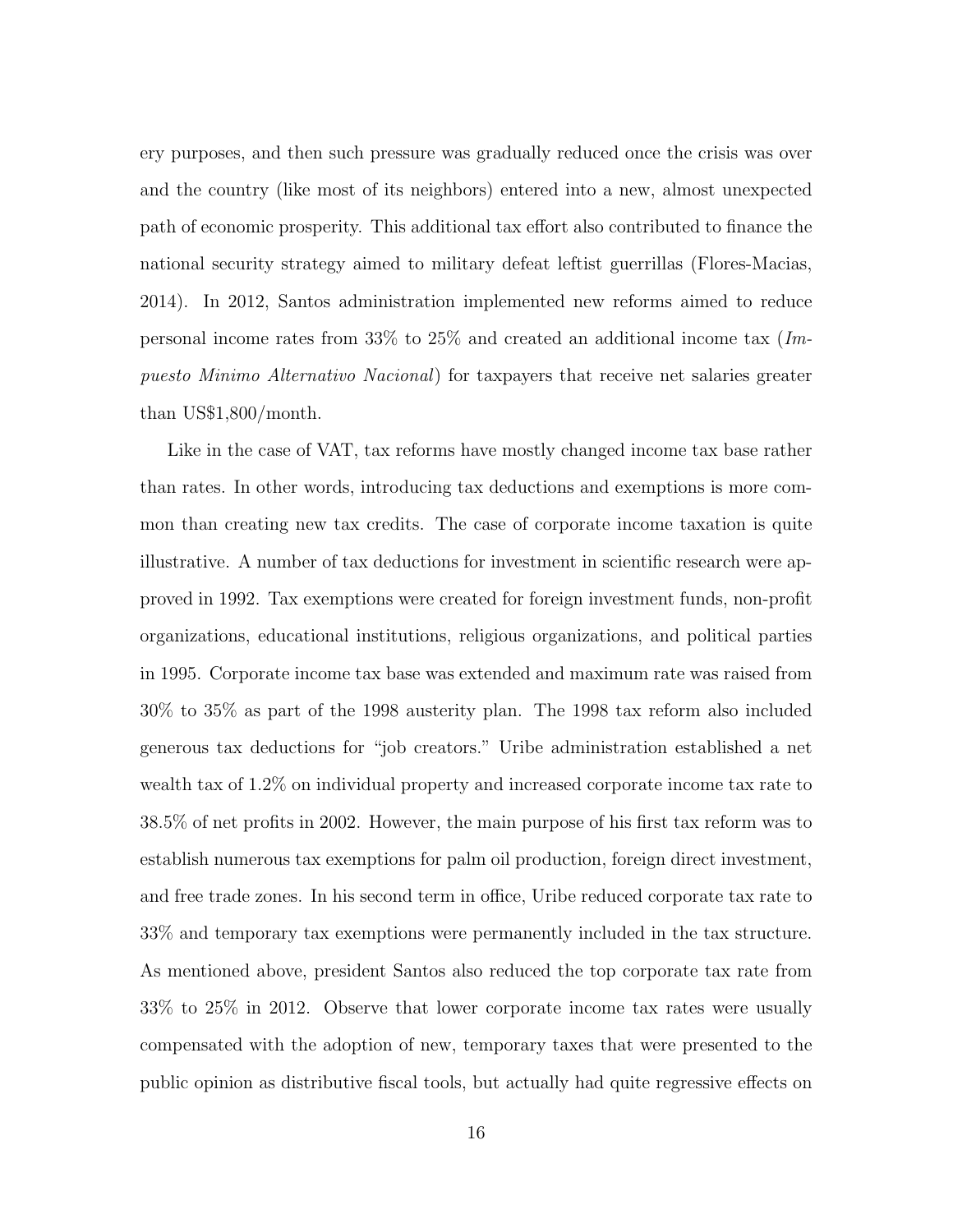ery purposes, and then such pressure was gradually reduced once the crisis was over and the country (like most of its neighbors) entered into a new, almost unexpected path of economic prosperity. This additional tax effort also contributed to finance the national security strategy aimed to military defeat leftist guerrillas (Flores-Macias, 2014). In 2012, Santos administration implemented new reforms aimed to reduce personal income rates from 33% to 25% and created an additional income tax (*Impuesto Minimo Alternativo Nacional*) for taxpayers that receive net salaries greater than US$1,800/month.

Like in the case of VAT, tax reforms have mostly changed income tax base rather than rates. In other words, introducing tax deductions and exemptions is more common than creating new tax credits. The case of corporate income taxation is quite illustrative. A number of tax deductions for investment in scientific research were approved in 1992. Tax exemptions were created for foreign investment funds, non-profit organizations, educational institutions, religious organizations, and political parties in 1995. Corporate income tax base was extended and maximum rate was raised from 30% to 35% as part of the 1998 austerity plan. The 1998 tax reform also included generous tax deductions for "job creators." Uribe administration established a net wealth tax of 1.2% on individual property and increased corporate income tax rate to 38.5% of net profits in 2002. However, the main purpose of his first tax reform was to establish numerous tax exemptions for palm oil production, foreign direct investment, and free trade zones. In his second term in office, Uribe reduced corporate tax rate to 33% and temporary tax exemptions were permanently included in the tax structure. As mentioned above, president Santos also reduced the top corporate tax rate from 33% to 25% in 2012. Observe that lower corporate income tax rates were usually compensated with the adoption of new, temporary taxes that were presented to the public opinion as distributive fiscal tools, but actually had quite regressive effects on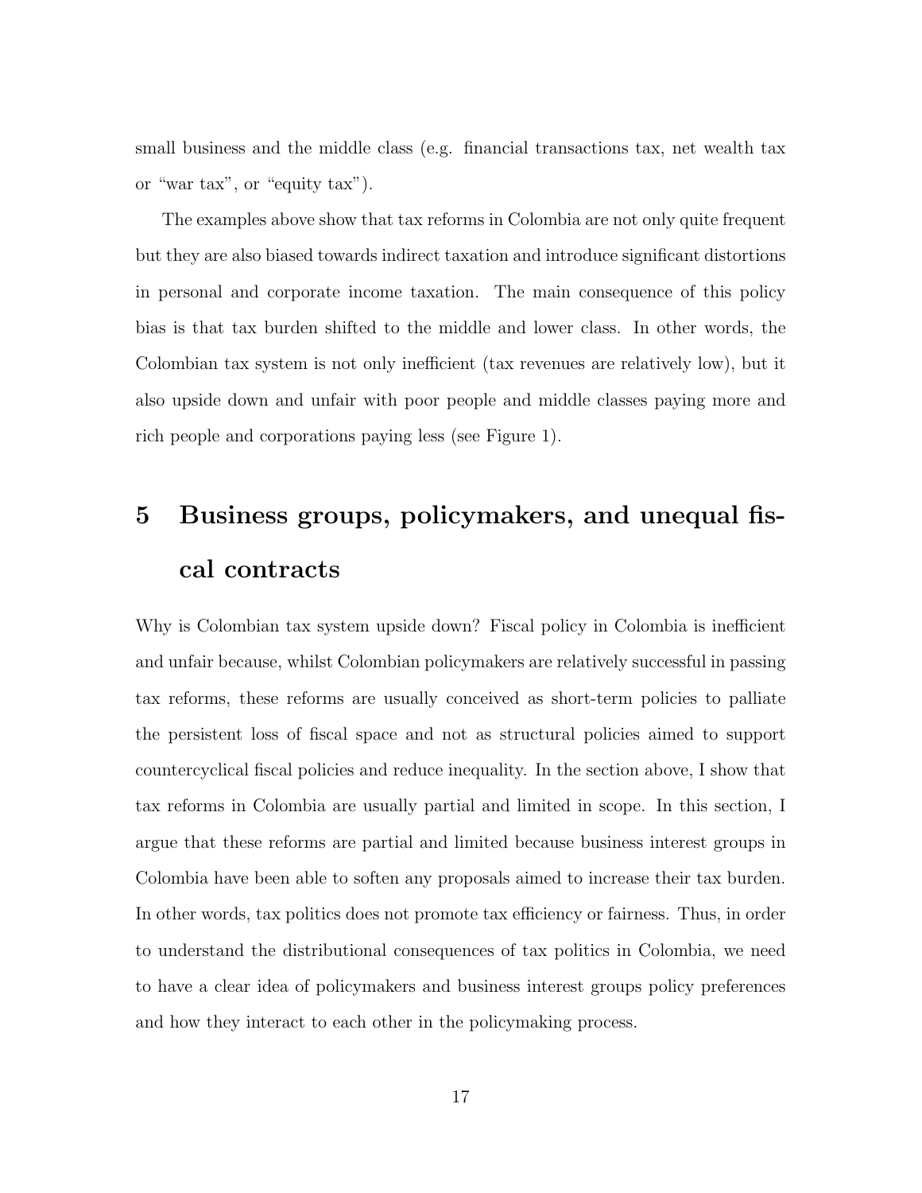small business and the middle class (e.g. financial transactions tax, net wealth tax or "war tax", or "equity tax").

The examples above show that tax reforms in Colombia are not only quite frequent but they are also biased towards indirect taxation and introduce significant distortions in personal and corporate income taxation. The main consequence of this policy bias is that tax burden shifted to the middle and lower class. In other words, the Colombian tax system is not only inefficient (tax revenues are relatively low), but it also upside down and unfair with poor people and middle classes paying more and rich people and corporations paying less (see Figure 1).

# 5 Business groups, policymakers, and unequal fiscal contracts

Why is Colombian tax system upside down? Fiscal policy in Colombia is inefficient and unfair because, whilst Colombian policymakers are relatively successful in passing tax reforms, these reforms are usually conceived as short-term policies to palliate the persistent loss of fiscal space and not as structural policies aimed to support countercyclical fiscal policies and reduce inequality. In the section above, I show that tax reforms in Colombia are usually partial and limited in scope. In this section, I argue that these reforms are partial and limited because business interest groups in Colombia have been able to soften any proposals aimed to increase their tax burden. In other words, tax politics does not promote tax efficiency or fairness. Thus, in order to understand the distributional consequences of tax politics in Colombia, we need to have a clear idea of policymakers and business interest groups policy preferences and how they interact to each other in the policymaking process.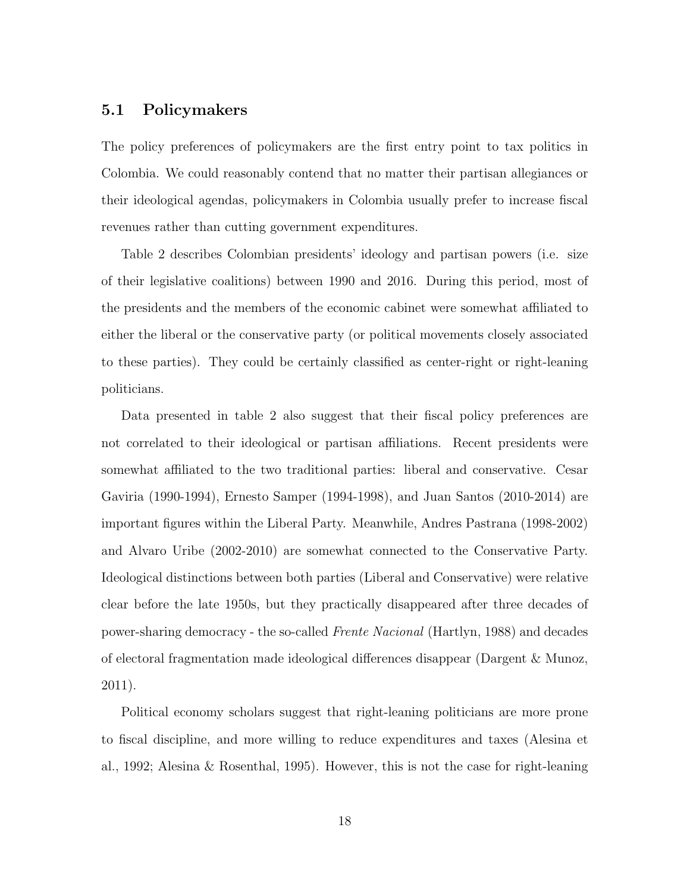## 5.1 Policymakers

The policy preferences of policymakers are the first entry point to tax politics in Colombia. We could reasonably contend that no matter their partisan allegiances or their ideological agendas, policymakers in Colombia usually prefer to increase fiscal revenues rather than cutting government expenditures.

Table 2 describes Colombian presidents' ideology and partisan powers (i.e. size of their legislative coalitions) between 1990 and 2016. During this period, most of the presidents and the members of the economic cabinet were somewhat affiliated to either the liberal or the conservative party (or political movements closely associated to these parties). They could be certainly classified as center-right or right-leaning politicians.

Data presented in table 2 also suggest that their fiscal policy preferences are not correlated to their ideological or partisan affiliations. Recent presidents were somewhat affiliated to the two traditional parties: liberal and conservative. Cesar Gaviria (1990-1994), Ernesto Samper (1994-1998), and Juan Santos (2010-2014) are important figures within the Liberal Party. Meanwhile, Andres Pastrana (1998-2002) and Alvaro Uribe (2002-2010) are somewhat connected to the Conservative Party. Ideological distinctions between both parties (Liberal and Conservative) were relative clear before the late 1950s, but they practically disappeared after three decades of power-sharing democracy - the so-called *Frente Nacional* (Hartlyn, 1988) and decades of electoral fragmentation made ideological differences disappear (Dargent & Munoz, 2011).

Political economy scholars suggest that right-leaning politicians are more prone to fiscal discipline, and more willing to reduce expenditures and taxes (Alesina et al., 1992; Alesina & Rosenthal, 1995). However, this is not the case for right-leaning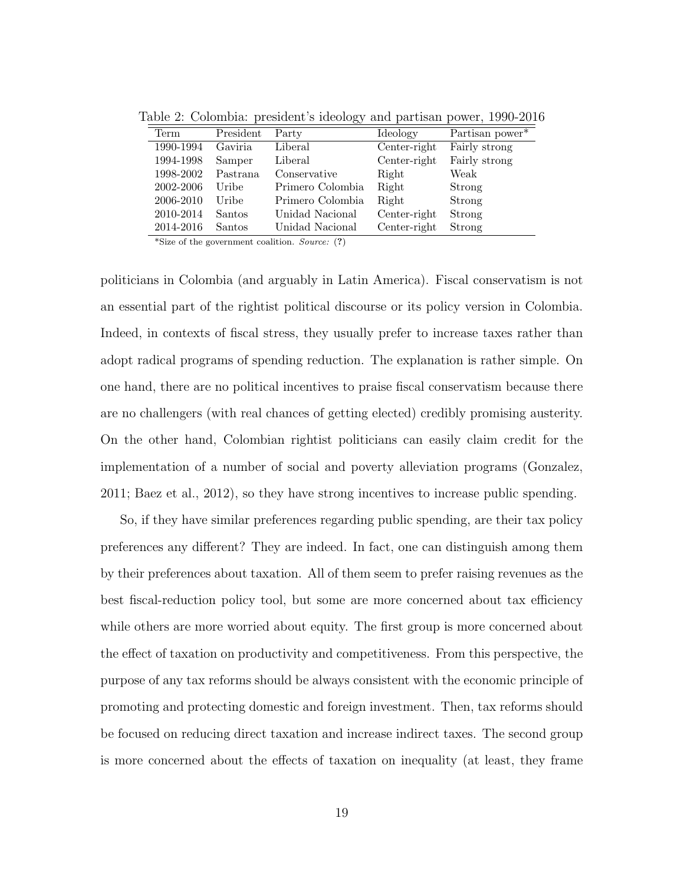Table 2: Colombia: president's ideology and partisan power, 1990-2016

| Term | President | Party | Ideology | Partisan power* |
|---|---|---|---|---|
| 1990-1994 | Gaviria | Liberal | Center-right | Fairly strong |
| 1994-1998 | Samper | Liberal | Center-right | Fairly strong |
| 1998-2002 | Pastrana | Conservative | Right | Weak |
| 2002-2006 | Uribe | Primero Colombia | Right | Strong |
| 2006-2010 | Uribe | Primero Colombia | Right | Strong |
| 2010-2014 | Santos | Unidad Nacional | Center-right | Strong |
| 2014-2016 | Santos | Unidad Nacional | Center-right | Strong |

*Size of the government coalition. *Source:* (?)

politicians in Colombia (and arguably in Latin America). Fiscal conservatism is not an essential part of the rightist political discourse or its policy version in Colombia. Indeed, in contexts of fiscal stress, they usually prefer to increase taxes rather than adopt radical programs of spending reduction. The explanation is rather simple. On one hand, there are no political incentives to praise fiscal conservatism because there are no challengers (with real chances of getting elected) credibly promising austerity. On the other hand, Colombian rightist politicians can easily claim credit for the implementation of a number of social and poverty alleviation programs (Gonzalez, 2011; Baez et al., 2012), so they have strong incentives to increase public spending.

So, if they have similar preferences regarding public spending, are their tax policy preferences any different? They are indeed. In fact, one can distinguish among them by their preferences about taxation. All of them seem to prefer raising revenues as the best fiscal-reduction policy tool, but some are more concerned about tax efficiency while others are more worried about equity. The first group is more concerned about the effect of taxation on productivity and competitiveness. From this perspective, the purpose of any tax reforms should be always consistent with the economic principle of promoting and protecting domestic and foreign investment. Then, tax reforms should be focused on reducing direct taxation and increase indirect taxes. The second group is more concerned about the effects of taxation on inequality (at least, they frame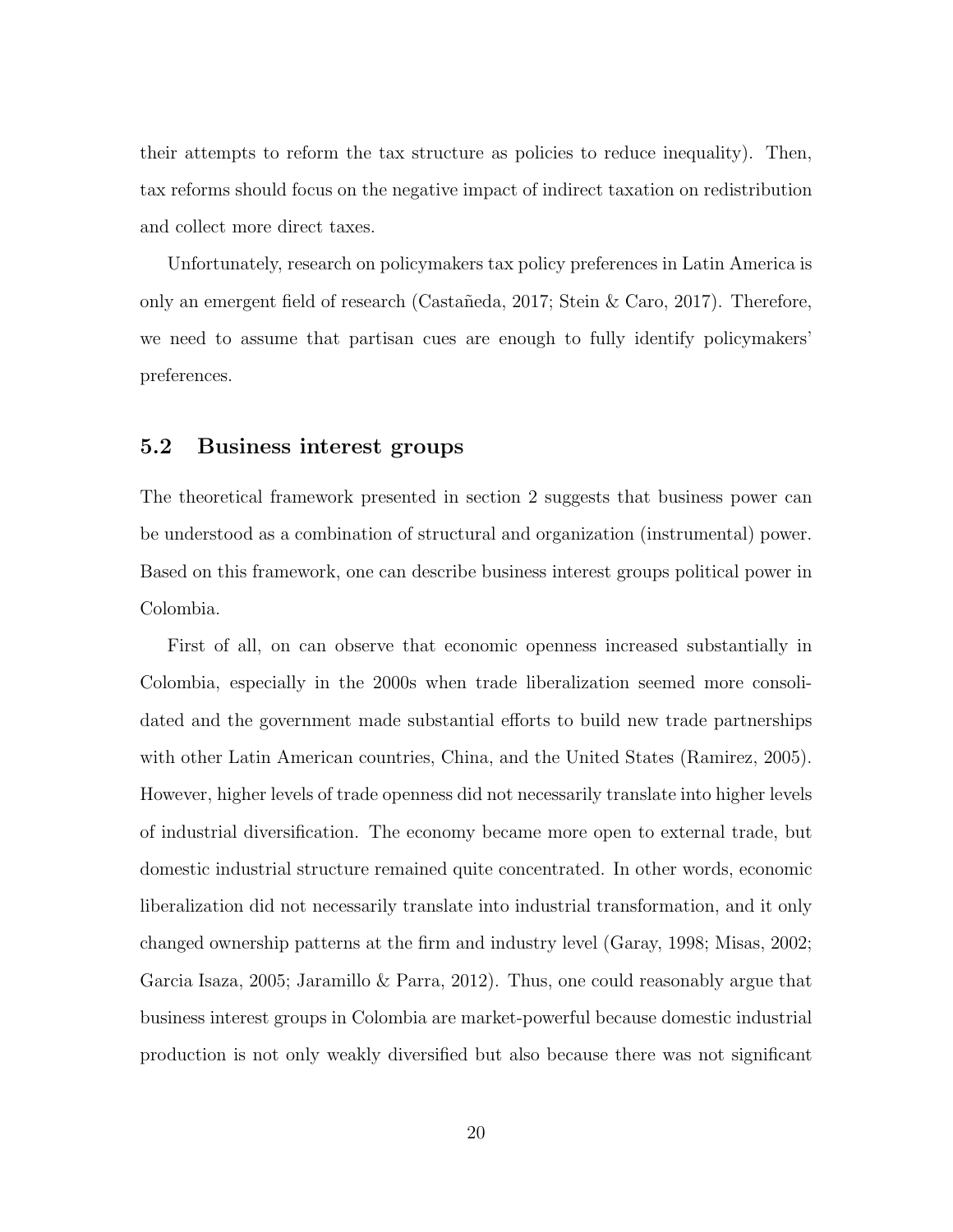their attempts to reform the tax structure as policies to reduce inequality). Then, tax reforms should focus on the negative impact of indirect taxation on redistribution and collect more direct taxes.

Unfortunately, research on policymakers tax policy preferences in Latin America is only an emergent field of research (Castañeda, 2017; Stein & Caro, 2017). Therefore, we need to assume that partisan cues are enough to fully identify policymakers' preferences.

## 5.2 Business interest groups

The theoretical framework presented in section 2 suggests that business power can be understood as a combination of structural and organization (instrumental) power. Based on this framework, one can describe business interest groups political power in Colombia.

First of all, on can observe that economic openness increased substantially in Colombia, especially in the 2000s when trade liberalization seemed more consolidated and the government made substantial efforts to build new trade partnerships with other Latin American countries, China, and the United States (Ramirez, 2005). However, higher levels of trade openness did not necessarily translate into higher levels of industrial diversification. The economy became more open to external trade, but domestic industrial structure remained quite concentrated. In other words, economic liberalization did not necessarily translate into industrial transformation, and it only changed ownership patterns at the firm and industry level (Garay, 1998; Misas, 2002; Garcia Isaza, 2005; Jaramillo & Parra, 2012). Thus, one could reasonably argue that business interest groups in Colombia are market-powerful because domestic industrial production is not only weakly diversified but also because there was not significant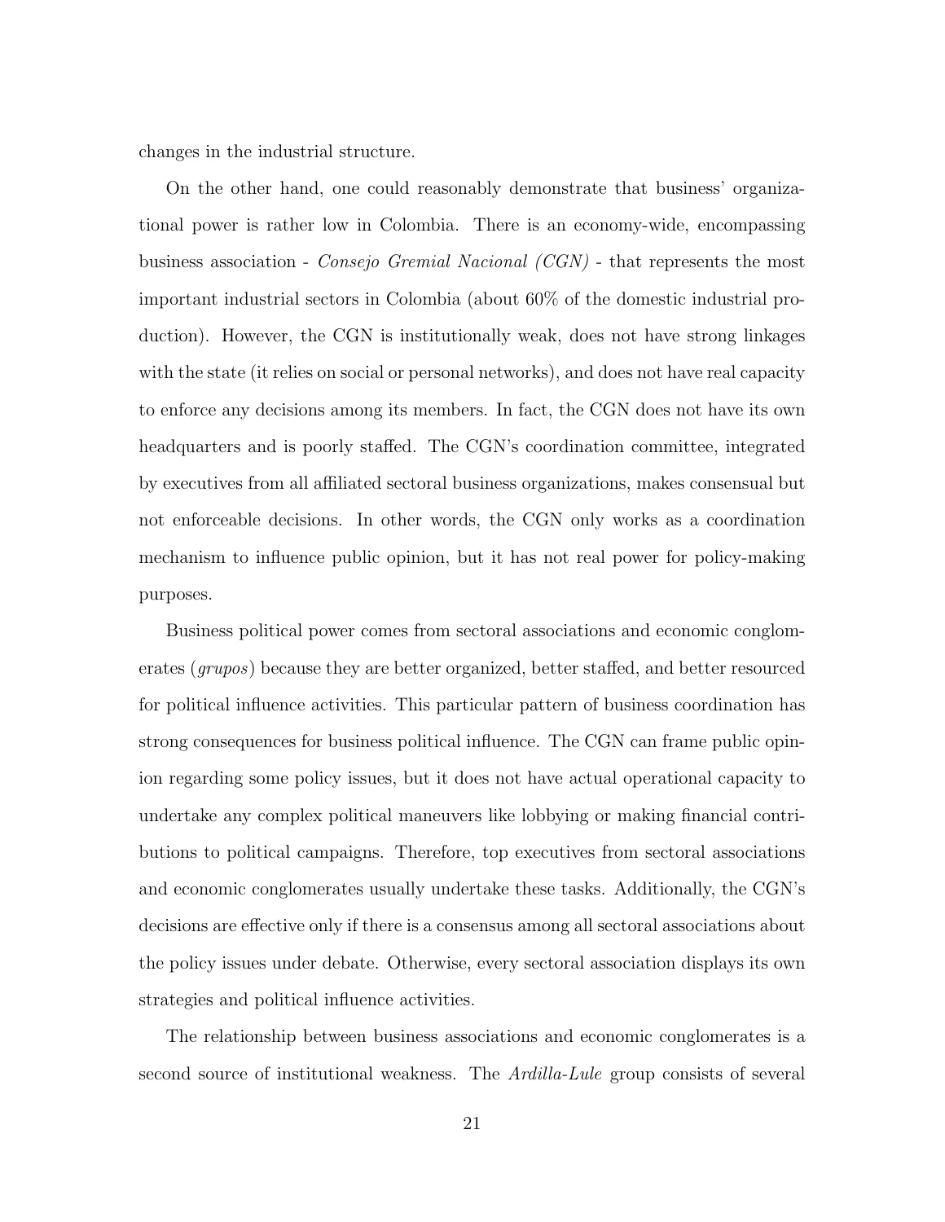changes in the industrial structure.

On the other hand, one could reasonably demonstrate that business' organizational power is rather low in Colombia. There is an economy-wide, encompassing business association - *Consejo Gremial Nacional (CGN)* - that represents the most important industrial sectors in Colombia (about 60% of the domestic industrial production). However, the CGN is institutionally weak, does not have strong linkages with the state (it relies on social or personal networks), and does not have real capacity to enforce any decisions among its members. In fact, the CGN does not have its own headquarters and is poorly staffed. The CGN's coordination committee, integrated by executives from all affiliated sectoral business organizations, makes consensual but not enforceable decisions. In other words, the CGN only works as a coordination mechanism to influence public opinion, but it has not real power for policy-making purposes.

Business political power comes from sectoral associations and economic conglomerates (*grupos*) because they are better organized, better staffed, and better resourced for political influence activities. This particular pattern of business coordination has strong consequences for business political influence. The CGN can frame public opinion regarding some policy issues, but it does not have actual operational capacity to undertake any complex political maneuvers like lobbying or making financial contributions to political campaigns. Therefore, top executives from sectoral associations and economic conglomerates usually undertake these tasks. Additionally, the CGN's decisions are effective only if there is a consensus among all sectoral associations about the policy issues under debate. Otherwise, every sectoral association displays its own strategies and political influence activities.

The relationship between business associations and economic conglomerates is a second source of institutional weakness. The *Ardilla-Lule* group consists of several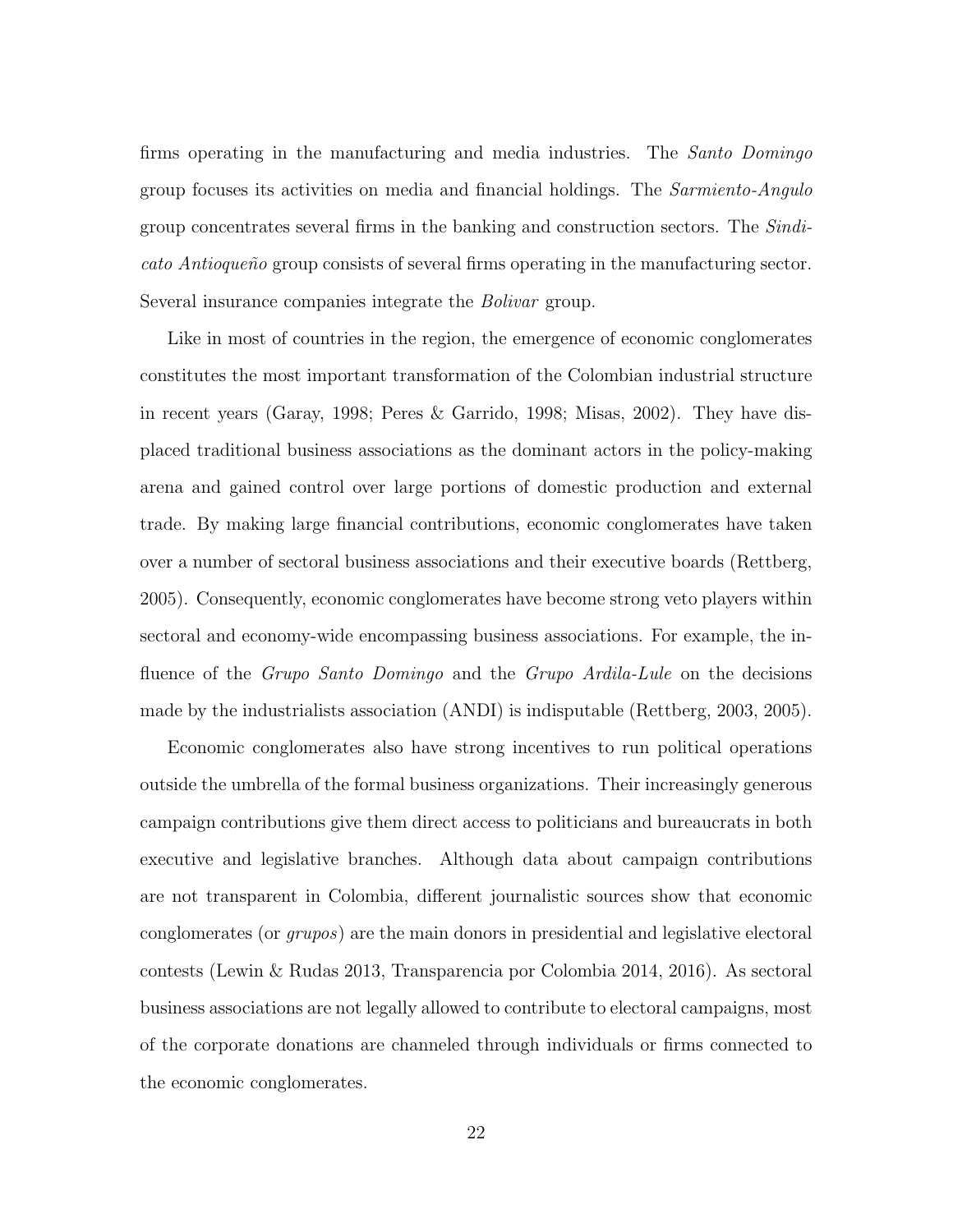firms operating in the manufacturing and media industries. The *Santo Domingo* group focuses its activities on media and financial holdings. The *Sarmiento-Angulo* group concentrates several firms in the banking and construction sectors. The *Sindicato Antioqueño* group consists of several firms operating in the manufacturing sector. Several insurance companies integrate the *Bolivar* group.

Like in most of countries in the region, the emergence of economic conglomerates constitutes the most important transformation of the Colombian industrial structure in recent years (Garay, 1998; Peres & Garrido, 1998; Misas, 2002). They have displaced traditional business associations as the dominant actors in the policy-making arena and gained control over large portions of domestic production and external trade. By making large financial contributions, economic conglomerates have taken over a number of sectoral business associations and their executive boards (Rettberg, 2005). Consequently, economic conglomerates have become strong veto players within sectoral and economy-wide encompassing business associations. For example, the influence of the *Grupo Santo Domingo* and the *Grupo Ardila-Lule* on the decisions made by the industrialists association (ANDI) is indisputable (Rettberg, 2003, 2005).

Economic conglomerates also have strong incentives to run political operations outside the umbrella of the formal business organizations. Their increasingly generous campaign contributions give them direct access to politicians and bureaucrats in both executive and legislative branches. Although data about campaign contributions are not transparent in Colombia, different journalistic sources show that economic conglomerates (or *grupos*) are the main donors in presidential and legislative electoral contests (Lewin & Rudas 2013, Transparencia por Colombia 2014, 2016). As sectoral business associations are not legally allowed to contribute to electoral campaigns, most of the corporate donations are channeled through individuals or firms connected to the economic conglomerates.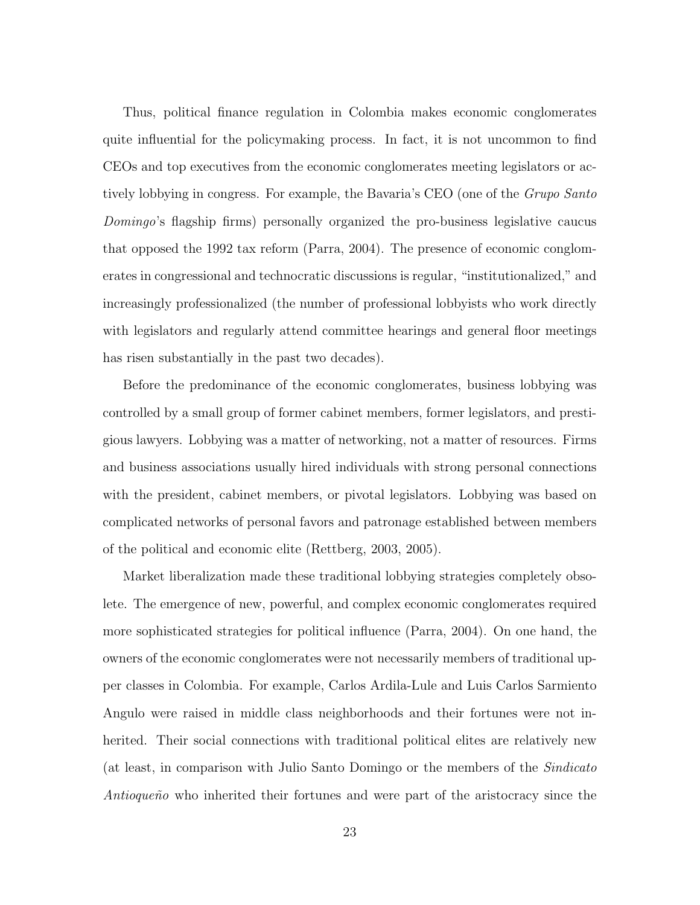Thus, political finance regulation in Colombia makes economic conglomerates quite influential for the policymaking process. In fact, it is not uncommon to find CEOs and top executives from the economic conglomerates meeting legislators or actively lobbying in congress. For example, the Bavaria's CEO (one of the *Grupo Santo Domingo*'s flagship firms) personally organized the pro-business legislative caucus that opposed the 1992 tax reform (Parra, 2004). The presence of economic conglomerates in congressional and technocratic discussions is regular, "institutionalized," and increasingly professionalized (the number of professional lobbyists who work directly with legislators and regularly attend committee hearings and general floor meetings has risen substantially in the past two decades).

Before the predominance of the economic conglomerates, business lobbying was controlled by a small group of former cabinet members, former legislators, and prestigious lawyers. Lobbying was a matter of networking, not a matter of resources. Firms and business associations usually hired individuals with strong personal connections with the president, cabinet members, or pivotal legislators. Lobbying was based on complicated networks of personal favors and patronage established between members of the political and economic elite (Rettberg, 2003, 2005).

Market liberalization made these traditional lobbying strategies completely obsolete. The emergence of new, powerful, and complex economic conglomerates required more sophisticated strategies for political influence (Parra, 2004). On one hand, the owners of the economic conglomerates were not necessarily members of traditional upper classes in Colombia. For example, Carlos Ardila-Lule and Luis Carlos Sarmiento Angulo were raised in middle class neighborhoods and their fortunes were not inherited. Their social connections with traditional political elites are relatively new (at least, in comparison with Julio Santo Domingo or the members of the *Sindicato Antioqueño* who inherited their fortunes and were part of the aristocracy since the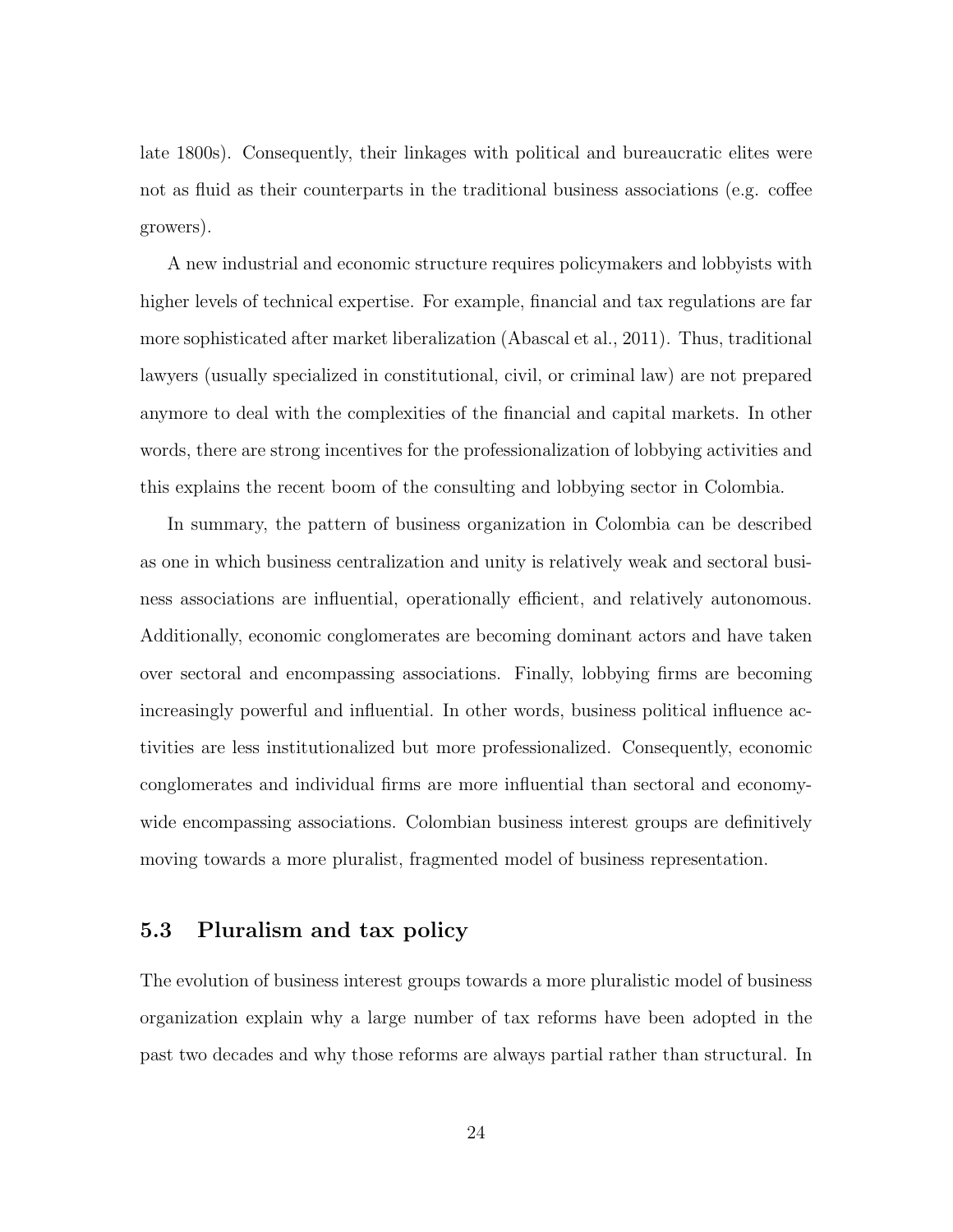late 1800s). Consequently, their linkages with political and bureaucratic elites were not as fluid as their counterparts in the traditional business associations (e.g. coffee growers).

A new industrial and economic structure requires policymakers and lobbyists with higher levels of technical expertise. For example, financial and tax regulations are far more sophisticated after market liberalization (Abascal et al., 2011). Thus, traditional lawyers (usually specialized in constitutional, civil, or criminal law) are not prepared anymore to deal with the complexities of the financial and capital markets. In other words, there are strong incentives for the professionalization of lobbying activities and this explains the recent boom of the consulting and lobbying sector in Colombia.

In summary, the pattern of business organization in Colombia can be described as one in which business centralization and unity is relatively weak and sectoral business associations are influential, operationally efficient, and relatively autonomous. Additionally, economic conglomerates are becoming dominant actors and have taken over sectoral and encompassing associations. Finally, lobbying firms are becoming increasingly powerful and influential. In other words, business political influence activities are less institutionalized but more professionalized. Consequently, economic conglomerates and individual firms are more influential than sectoral and economy-wide encompassing associations. Colombian business interest groups are definitively moving towards a more pluralist, fragmented model of business representation.

## 5.3 Pluralism and tax policy

The evolution of business interest groups towards a more pluralistic model of business organization explain why a large number of tax reforms have been adopted in the past two decades and why those reforms are always partial rather than structural. In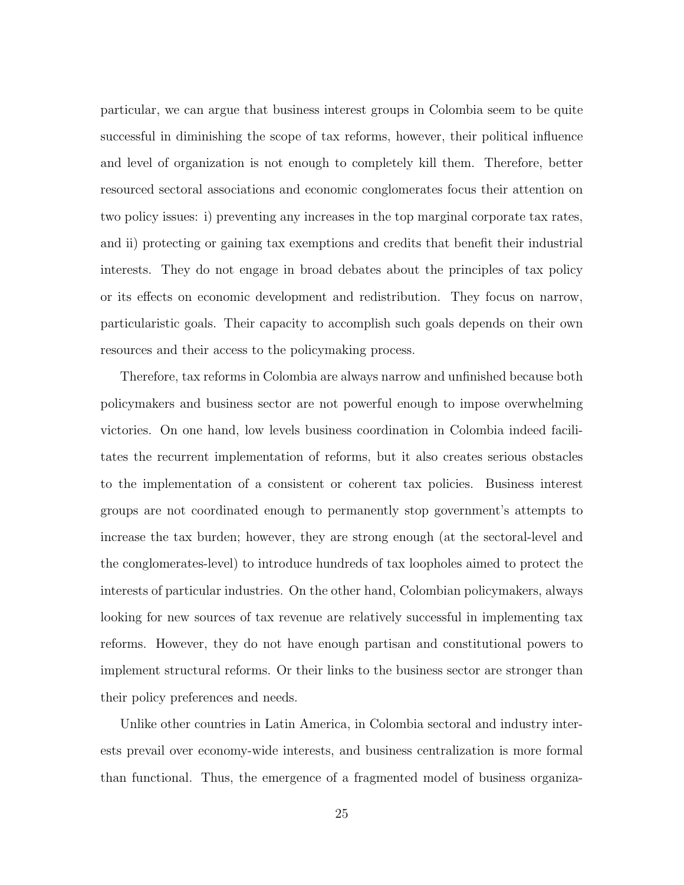particular, we can argue that business interest groups in Colombia seem to be quite successful in diminishing the scope of tax reforms, however, their political influence and level of organization is not enough to completely kill them. Therefore, better resourced sectoral associations and economic conglomerates focus their attention on two policy issues: i) preventing any increases in the top marginal corporate tax rates, and ii) protecting or gaining tax exemptions and credits that benefit their industrial interests. They do not engage in broad debates about the principles of tax policy or its effects on economic development and redistribution. They focus on narrow, particularistic goals. Their capacity to accomplish such goals depends on their own resources and their access to the policymaking process.

Therefore, tax reforms in Colombia are always narrow and unfinished because both policymakers and business sector are not powerful enough to impose overwhelming victories. On one hand, low levels business coordination in Colombia indeed facilitates the recurrent implementation of reforms, but it also creates serious obstacles to the implementation of a consistent or coherent tax policies. Business interest groups are not coordinated enough to permanently stop government's attempts to increase the tax burden; however, they are strong enough (at the sectoral-level and the conglomerates-level) to introduce hundreds of tax loopholes aimed to protect the interests of particular industries. On the other hand, Colombian policymakers, always looking for new sources of tax revenue are relatively successful in implementing tax reforms. However, they do not have enough partisan and constitutional powers to implement structural reforms. Or their links to the business sector are stronger than their policy preferences and needs.

Unlike other countries in Latin America, in Colombia sectoral and industry interests prevail over economy-wide interests, and business centralization is more formal than functional. Thus, the emergence of a fragmented model of business organiza-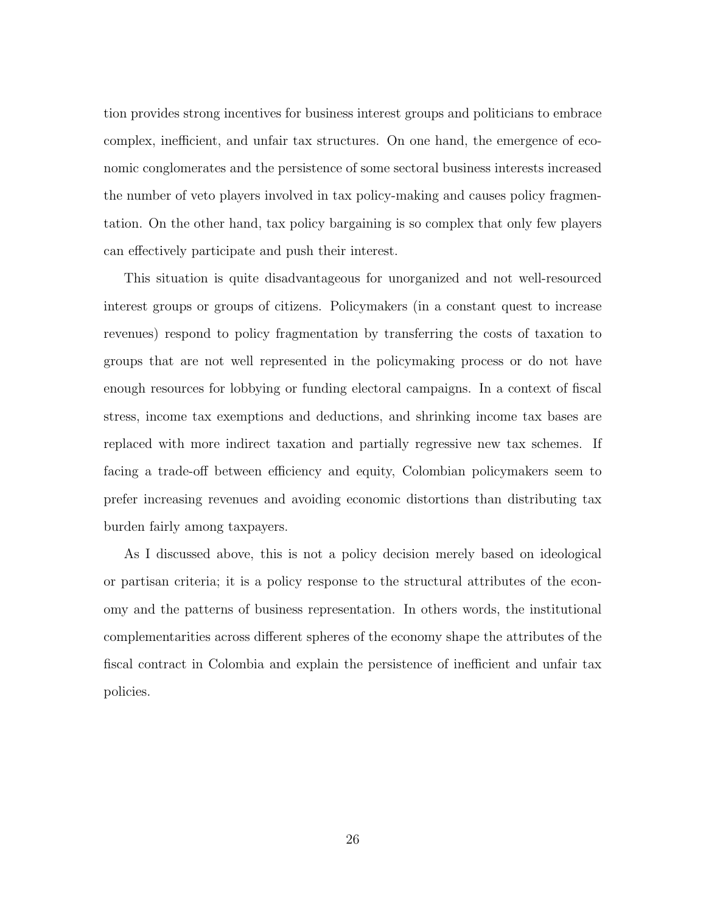tion provides strong incentives for business interest groups and politicians to embrace complex, inefficient, and unfair tax structures. On one hand, the emergence of economic conglomerates and the persistence of some sectoral business interests increased the number of veto players involved in tax policy-making and causes policy fragmentation. On the other hand, tax policy bargaining is so complex that only few players can effectively participate and push their interest.

This situation is quite disadvantageous for unorganized and not well-resourced interest groups or groups of citizens. Policymakers (in a constant quest to increase revenues) respond to policy fragmentation by transferring the costs of taxation to groups that are not well represented in the policymaking process or do not have enough resources for lobbying or funding electoral campaigns. In a context of fiscal stress, income tax exemptions and deductions, and shrinking income tax bases are replaced with more indirect taxation and partially regressive new tax schemes. If facing a trade-off between efficiency and equity, Colombian policymakers seem to prefer increasing revenues and avoiding economic distortions than distributing tax burden fairly among taxpayers.

As I discussed above, this is not a policy decision merely based on ideological or partisan criteria; it is a policy response to the structural attributes of the economy and the patterns of business representation. In others words, the institutional complementarities across different spheres of the economy shape the attributes of the fiscal contract in Colombia and explain the persistence of inefficient and unfair tax policies.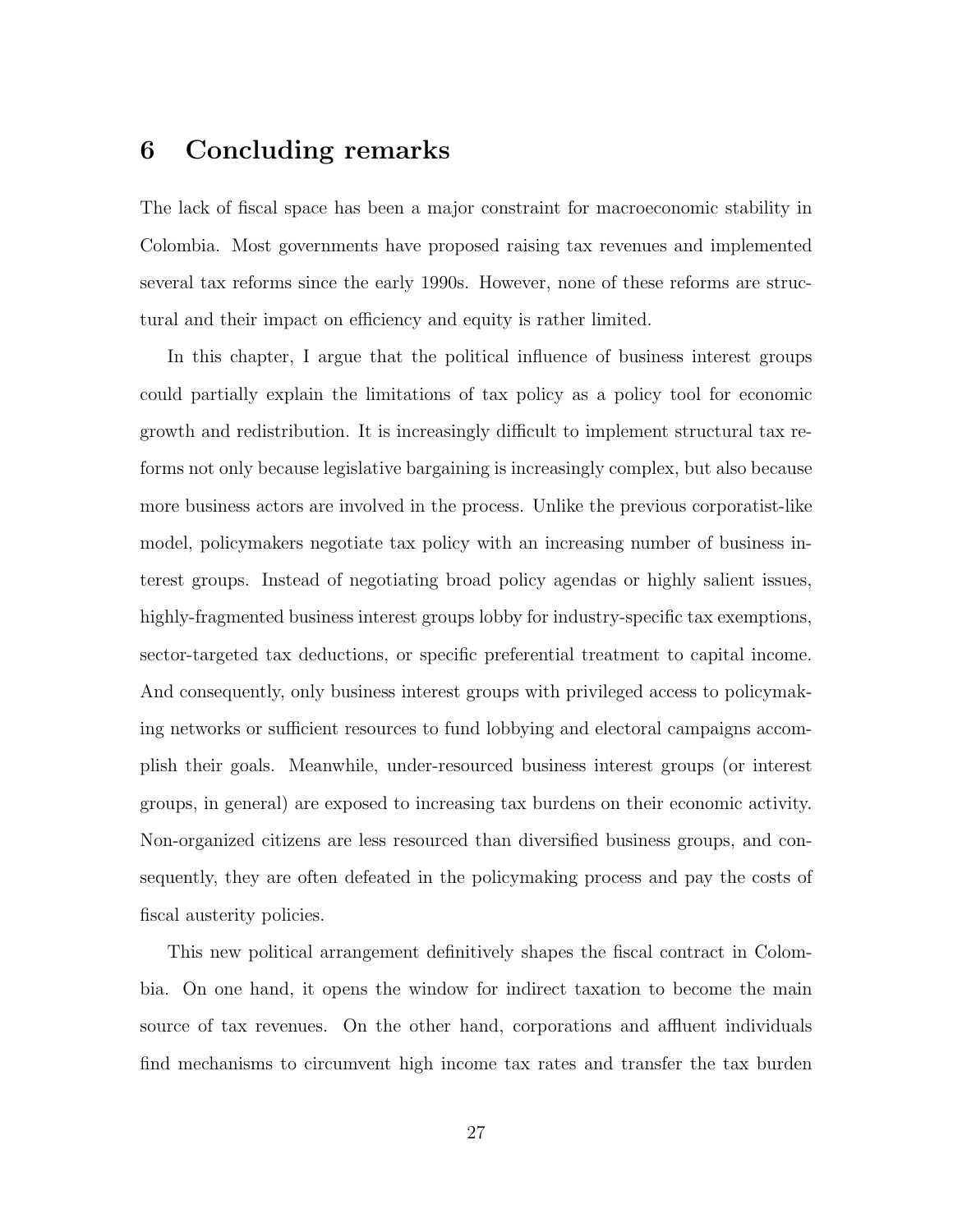# 6 Concluding remarks

The lack of fiscal space has been a major constraint for macroeconomic stability in Colombia. Most governments have proposed raising tax revenues and implemented several tax reforms since the early 1990s. However, none of these reforms are structural and their impact on efficiency and equity is rather limited.

In this chapter, I argue that the political influence of business interest groups could partially explain the limitations of tax policy as a policy tool for economic growth and redistribution. It is increasingly difficult to implement structural tax reforms not only because legislative bargaining is increasingly complex, but also because more business actors are involved in the process. Unlike the previous corporatist-like model, policymakers negotiate tax policy with an increasing number of business interest groups. Instead of negotiating broad policy agendas or highly salient issues, highly-fragmented business interest groups lobby for industry-specific tax exemptions, sector-targeted tax deductions, or specific preferential treatment to capital income. And consequently, only business interest groups with privileged access to policymaking networks or sufficient resources to fund lobbying and electoral campaigns accomplish their goals. Meanwhile, under-resourced business interest groups (or interest groups, in general) are exposed to increasing tax burdens on their economic activity. Non-organized citizens are less resourced than diversified business groups, and consequently, they are often defeated in the policymaking process and pay the costs of fiscal austerity policies.

This new political arrangement definitively shapes the fiscal contract in Colombia. On one hand, it opens the window for indirect taxation to become the main source of tax revenues. On the other hand, corporations and affluent individuals find mechanisms to circumvent high income tax rates and transfer the tax burden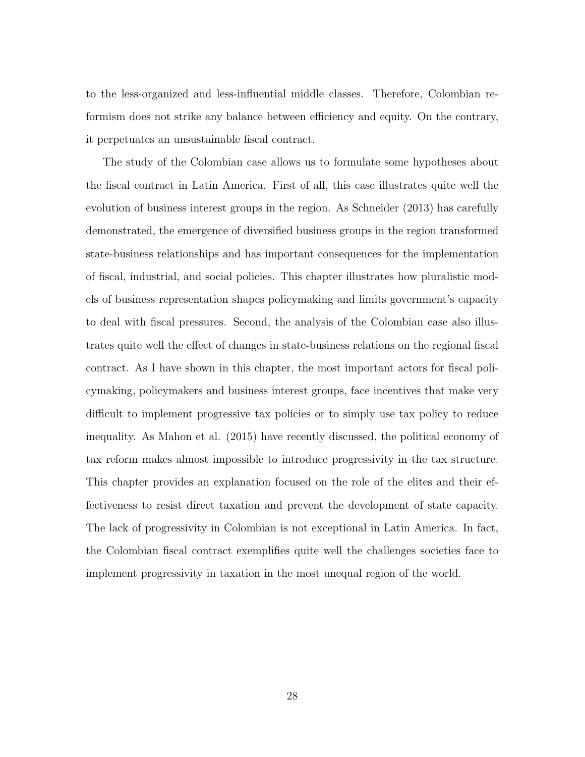to the less-organized and less-influential middle classes. Therefore, Colombian reformism does not strike any balance between efficiency and equity. On the contrary, it perpetuates an unsustainable fiscal contract.

The study of the Colombian case allows us to formulate some hypotheses about the fiscal contract in Latin America. First of all, this case illustrates quite well the evolution of business interest groups in the region. As Schneider (2013) has carefully demonstrated, the emergence of diversified business groups in the region transformed state-business relationships and has important consequences for the implementation of fiscal, industrial, and social policies. This chapter illustrates how pluralistic models of business representation shapes policymaking and limits government's capacity to deal with fiscal pressures. Second, the analysis of the Colombian case also illustrates quite well the effect of changes in state-business relations on the regional fiscal contract. As I have shown in this chapter, the most important actors for fiscal policymaking, policymakers and business interest groups, face incentives that make very difficult to implement progressive tax policies or to simply use tax policy to reduce inequality. As Mahon et al. (2015) have recently discussed, the political economy of tax reform makes almost impossible to introduce progressivity in the tax structure. This chapter provides an explanation focused on the role of the elites and their effectiveness to resist direct taxation and prevent the development of state capacity. The lack of progressivity in Colombian is not exceptional in Latin America. In fact, the Colombian fiscal contract exemplifies quite well the challenges societies face to implement progressivity in taxation in the most unequal region of the world.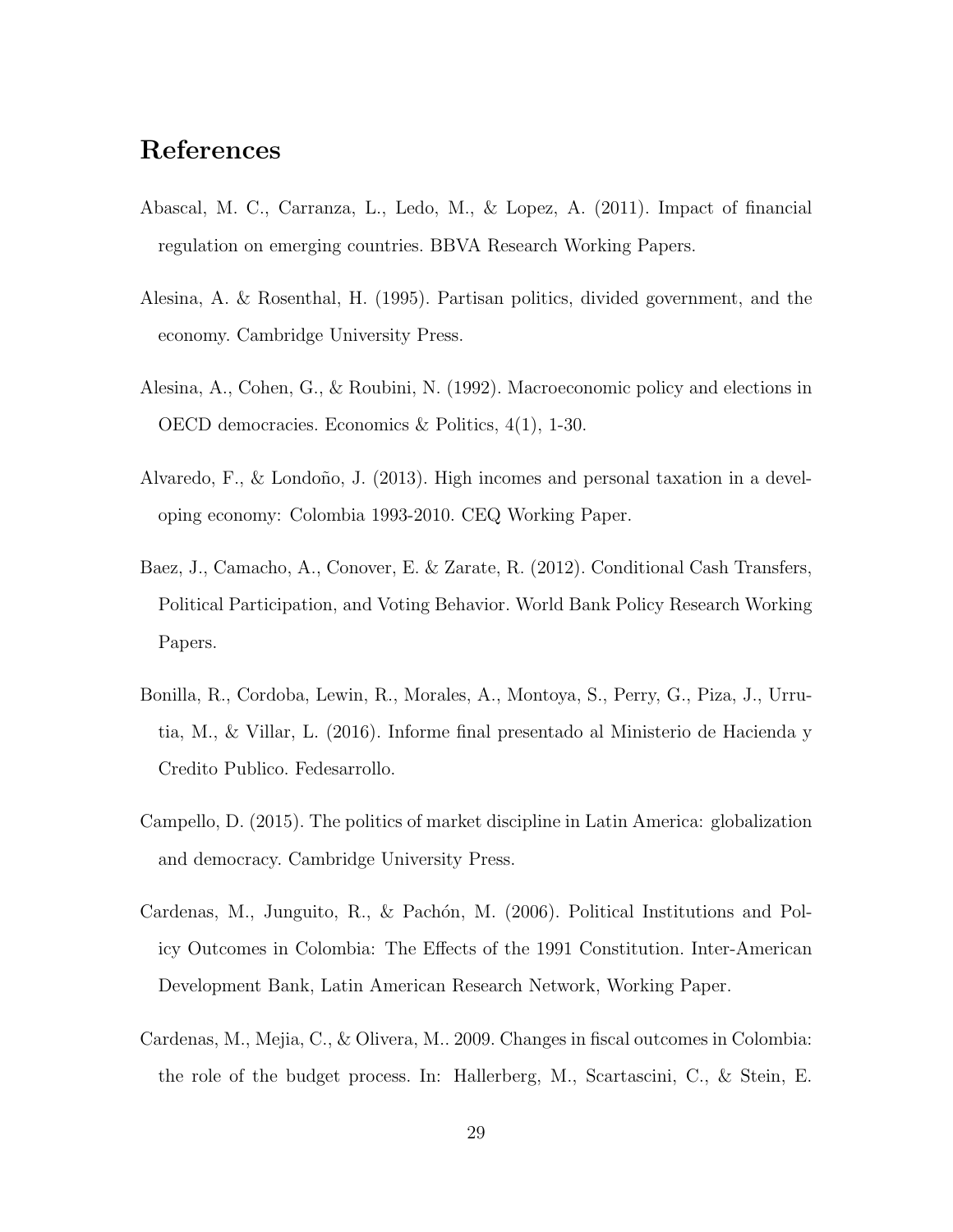# References

Abascal, M. C., Carranza, L., Ledo, M., & Lopez, A. (2011). Impact of financial regulation on emerging countries. BBVA Research Working Papers.

Alesina, A. & Rosenthal, H. (1995). Partisan politics, divided government, and the economy. Cambridge University Press.

Alesina, A., Cohen, G., & Roubini, N. (1992). Macroeconomic policy and elections in OECD democracies. Economics & Politics, 4(1), 1-30.

Alvaredo, F., & Londoño, J. (2013). High incomes and personal taxation in a developing economy: Colombia 1993-2010. CEQ Working Paper.

Baez, J., Camacho, A., Conover, E. & Zarate, R. (2012). Conditional Cash Transfers, Political Participation, and Voting Behavior. World Bank Policy Research Working Papers.

Bonilla, R., Cordoba, Lewin, R., Morales, A., Montoya, S., Perry, G., Piza, J., Urrutia, M., & Villar, L. (2016). Informe final presentado al Ministerio de Hacienda y Credito Publico. Fedesarrollo.

Campello, D. (2015). The politics of market discipline in Latin America: globalization and democracy. Cambridge University Press.

Cardenas, M., Junguito, R., & Pachón, M. (2006). Political Institutions and Policy Outcomes in Colombia: The Effects of the 1991 Constitution. Inter-American Development Bank, Latin American Research Network, Working Paper.

Cardenas, M., Mejia, C., & Olivera, M.. 2009. Changes in fiscal outcomes in Colombia: the role of the budget process. In: Hallerberg, M., Scartascini, C., & Stein, E.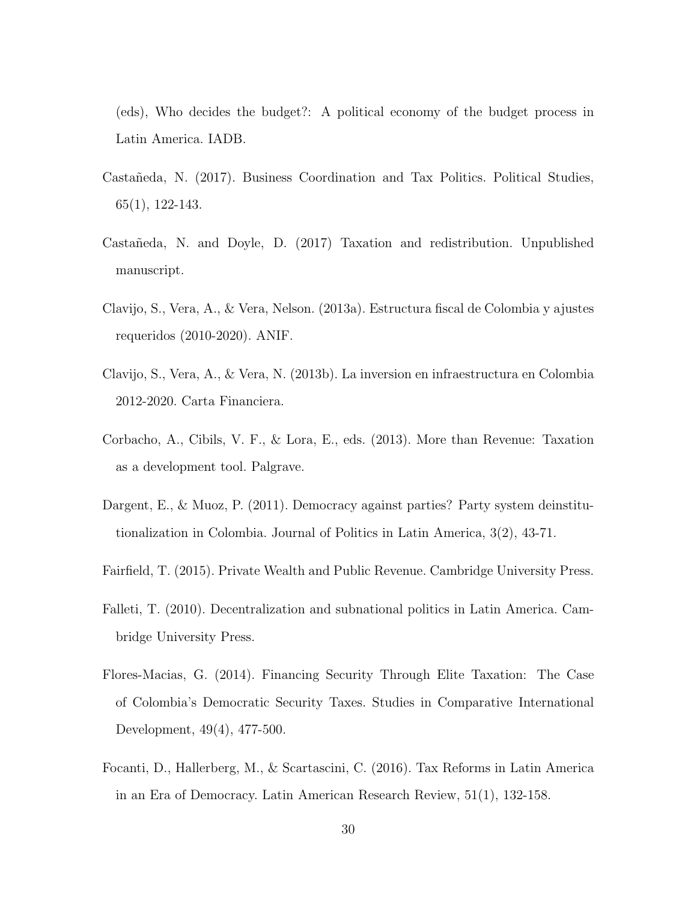(eds), Who decides the budget?: A political economy of the budget process in Latin America. IADB.

Castañeda, N. (2017). Business Coordination and Tax Politics. Political Studies, 65(1), 122-143.

Castañeda, N. and Doyle, D. (2017) Taxation and redistribution. Unpublished manuscript.

Clavijo, S., Vera, A., & Vera, Nelson. (2013a). Estructura fiscal de Colombia y ajustes requeridos (2010-2020). ANIF.

Clavijo, S., Vera, A., & Vera, N. (2013b). La inversion en infraestructura en Colombia 2012-2020. Carta Financiera.

Corbacho, A., Cibils, V. F., & Lora, E., eds. (2013). More than Revenue: Taxation as a development tool. Palgrave.

Dargent, E., & Muoz, P. (2011). Democracy against parties? Party system deinstitutionalization in Colombia. Journal of Politics in Latin America, 3(2), 43-71.

Fairfield, T. (2015). Private Wealth and Public Revenue. Cambridge University Press.

Falleti, T. (2010). Decentralization and subnational politics in Latin America. Cambridge University Press.

Flores-Macias, G. (2014). Financing Security Through Elite Taxation: The Case of Colombia's Democratic Security Taxes. Studies in Comparative International Development, 49(4), 477-500.

Focanti, D., Hallerberg, M., & Scartascini, C. (2016). Tax Reforms in Latin America in an Era of Democracy. Latin American Research Review, 51(1), 132-158.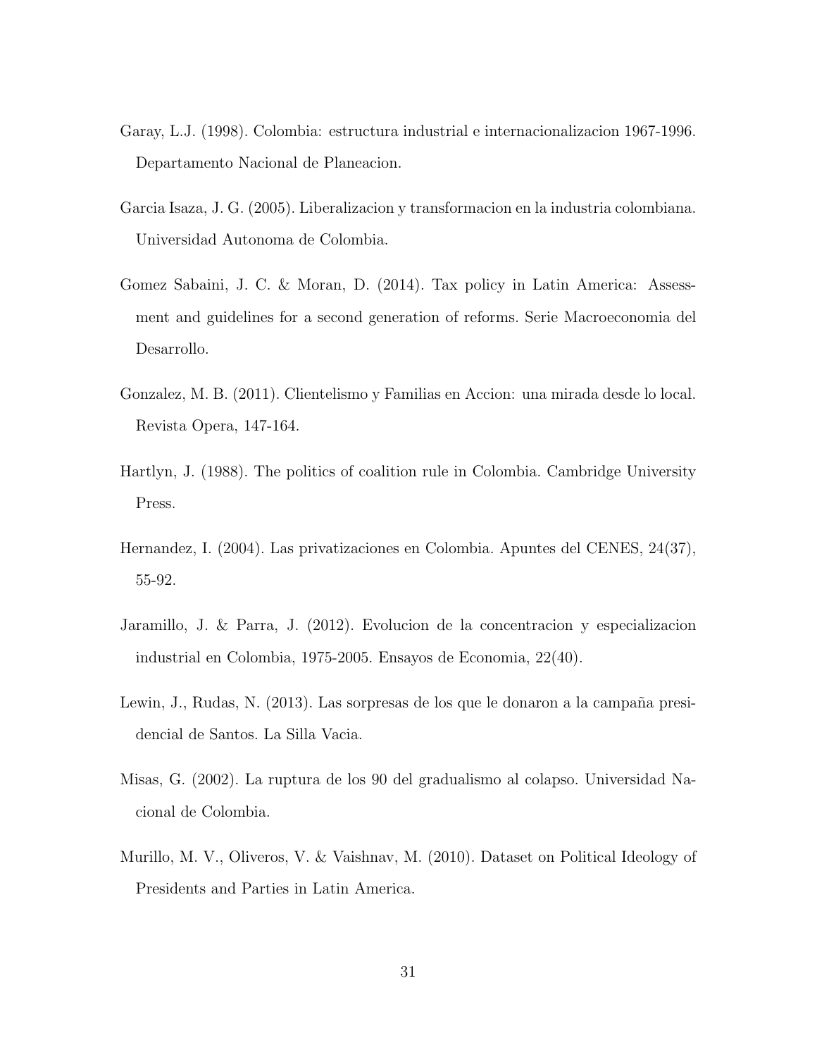Garay, L.J. (1998). Colombia: estructura industrial e internacionalizacion 1967-1996. Departamento Nacional de Planeacion.

Garcia Isaza, J. G. (2005). Liberalizacion y transformacion en la industria colombiana. Universidad Autonoma de Colombia.

Gomez Sabaini, J. C. & Moran, D. (2014). Tax policy in Latin America: Assessment and guidelines for a second generation of reforms. Serie Macroeconomia del Desarrollo.

Gonzalez, M. B. (2011). Clientelismo y Familias en Accion: una mirada desde lo local. Revista Opera, 147-164.

Hartlyn, J. (1988). The politics of coalition rule in Colombia. Cambridge University Press.

Hernandez, I. (2004). Las privatizaciones en Colombia. Apuntes del CENES, 24(37), 55-92.

Jaramillo, J. & Parra, J. (2012). Evolucion de la concentracion y especializacion industrial en Colombia, 1975-2005. Ensayos de Economia, 22(40).

Lewin, J., Rudas, N. (2013). Las sorpresas de los que le donaron a la campaña presidencial de Santos. La Silla Vacia.

Misas, G. (2002). La ruptura de los 90 del gradualismo al colapso. Universidad Nacional de Colombia.

Murillo, M. V., Oliveros, V. & Vaishnav, M. (2010). Dataset on Political Ideology of Presidents and Parties in Latin America.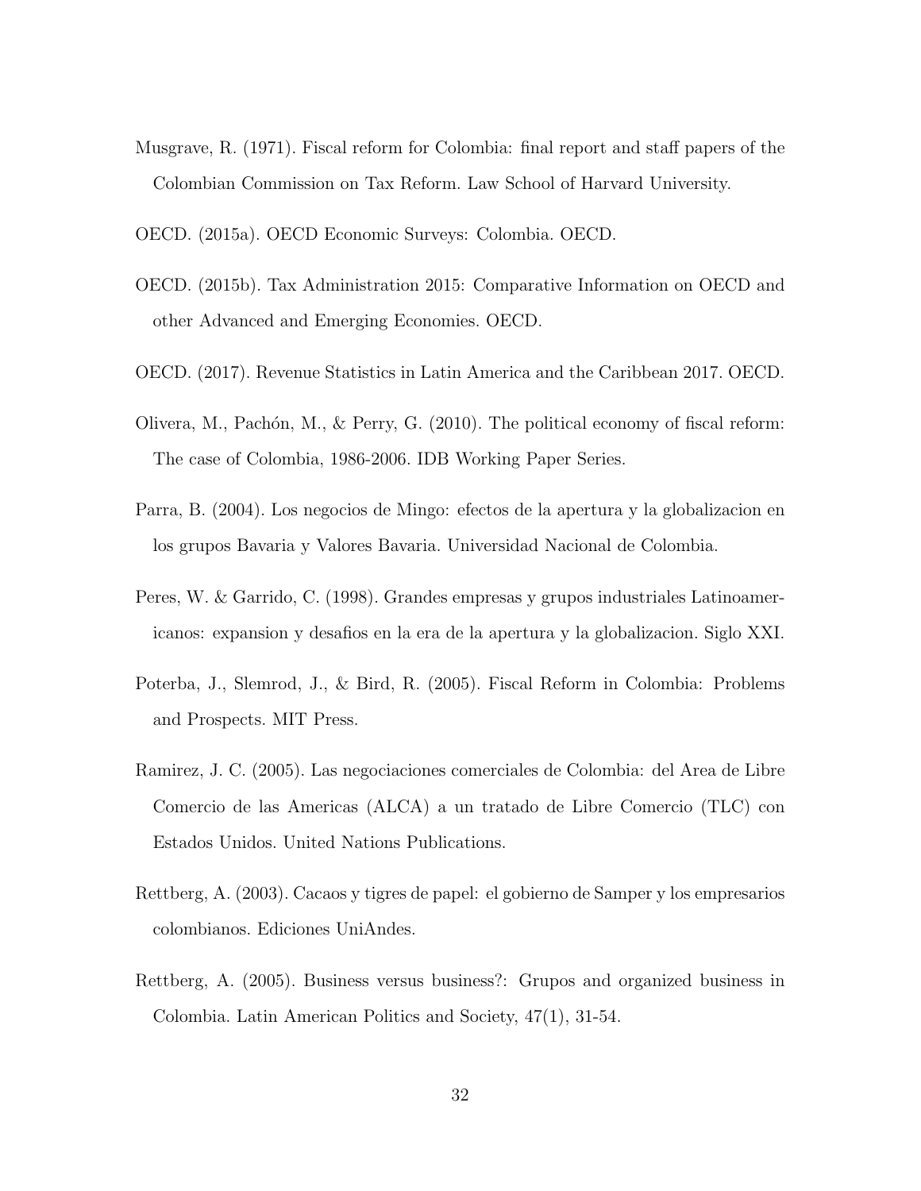Musgrave, R. (1971). Fiscal reform for Colombia: final report and staff papers of the Colombian Commission on Tax Reform. Law School of Harvard University.

OECD. (2015a). OECD Economic Surveys: Colombia. OECD.

OECD. (2015b). Tax Administration 2015: Comparative Information on OECD and other Advanced and Emerging Economies. OECD.

OECD. (2017). Revenue Statistics in Latin America and the Caribbean 2017. OECD.

Olivera, M., Pachón, M., & Perry, G. (2010). The political economy of fiscal reform: The case of Colombia, 1986-2006. IDB Working Paper Series.

Parra, B. (2004). Los negocios de Mingo: efectos de la apertura y la globalizacion en los grupos Bavaria y Valores Bavaria. Universidad Nacional de Colombia.

Peres, W. & Garrido, C. (1998). Grandes empresas y grupos industriales Latinoamericanos: expansion y desafios en la era de la apertura y la globalizacion. Siglo XXI.

Poterba, J., Slemrod, J., & Bird, R. (2005). Fiscal Reform in Colombia: Problems and Prospects. MIT Press.

Ramirez, J. C. (2005). Las negociaciones comerciales de Colombia: del Area de Libre Comercio de las Americas (ALCA) a un tratado de Libre Comercio (TLC) con Estados Unidos. United Nations Publications.

Rettberg, A. (2003). Cacaos y tigres de papel: el gobierno de Samper y los empresarios colombianos. Ediciones UniAndes.

Rettberg, A. (2005). Business versus business?: Grupos and organized business in Colombia. Latin American Politics and Society, 47(1), 31-54.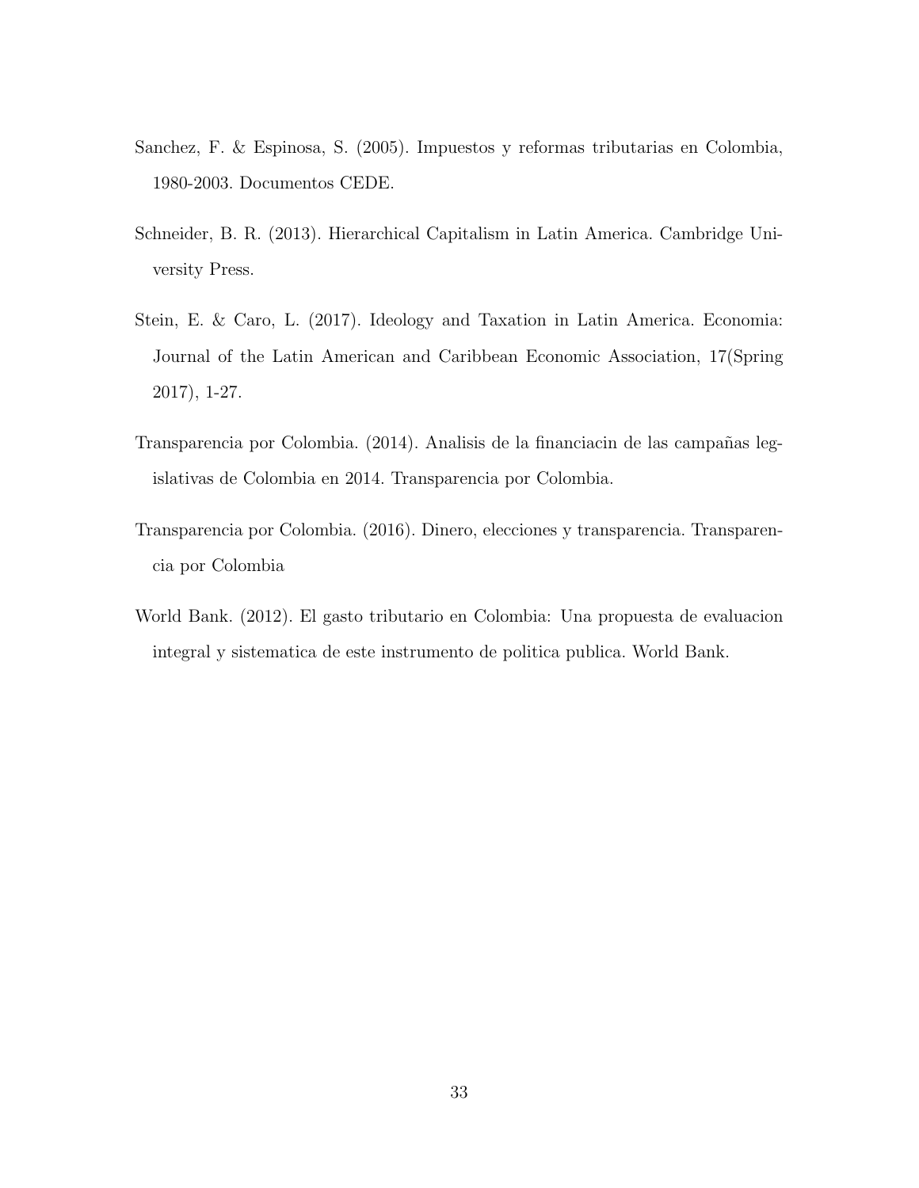Sanchez, F. & Espinosa, S. (2005). Impuestos y reformas tributarias en Colombia, 1980-2003. Documentos CEDE.

Schneider, B. R. (2013). Hierarchical Capitalism in Latin America. Cambridge University Press.

Stein, E. & Caro, L. (2017). Ideology and Taxation in Latin America. Economia: Journal of the Latin American and Caribbean Economic Association, 17(Spring 2017), 1-27.

Transparencia por Colombia. (2014). Analisis de la financiacin de las campañas legislativas de Colombia en 2014. Transparencia por Colombia.

Transparencia por Colombia. (2016). Dinero, elecciones y transparencia. Transparencia por Colombia

World Bank. (2012). El gasto tributario en Colombia: Una propuesta de evaluacion integral y sistematica de este instrumento de politica publica. World Bank.